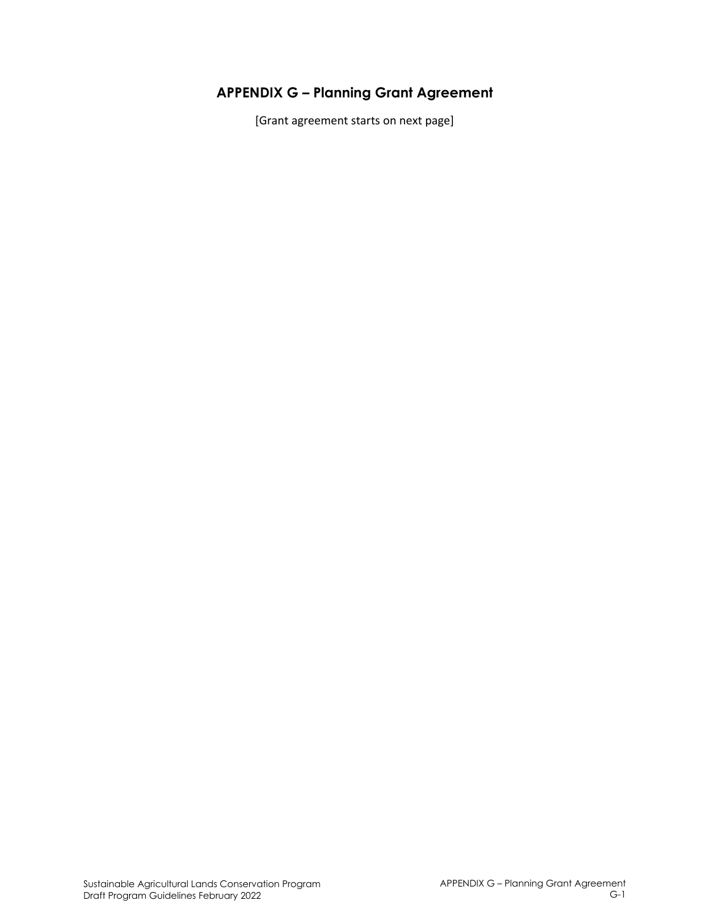# APPENDIX G – Planning Grant Agreement

[Grant agreement starts on next page]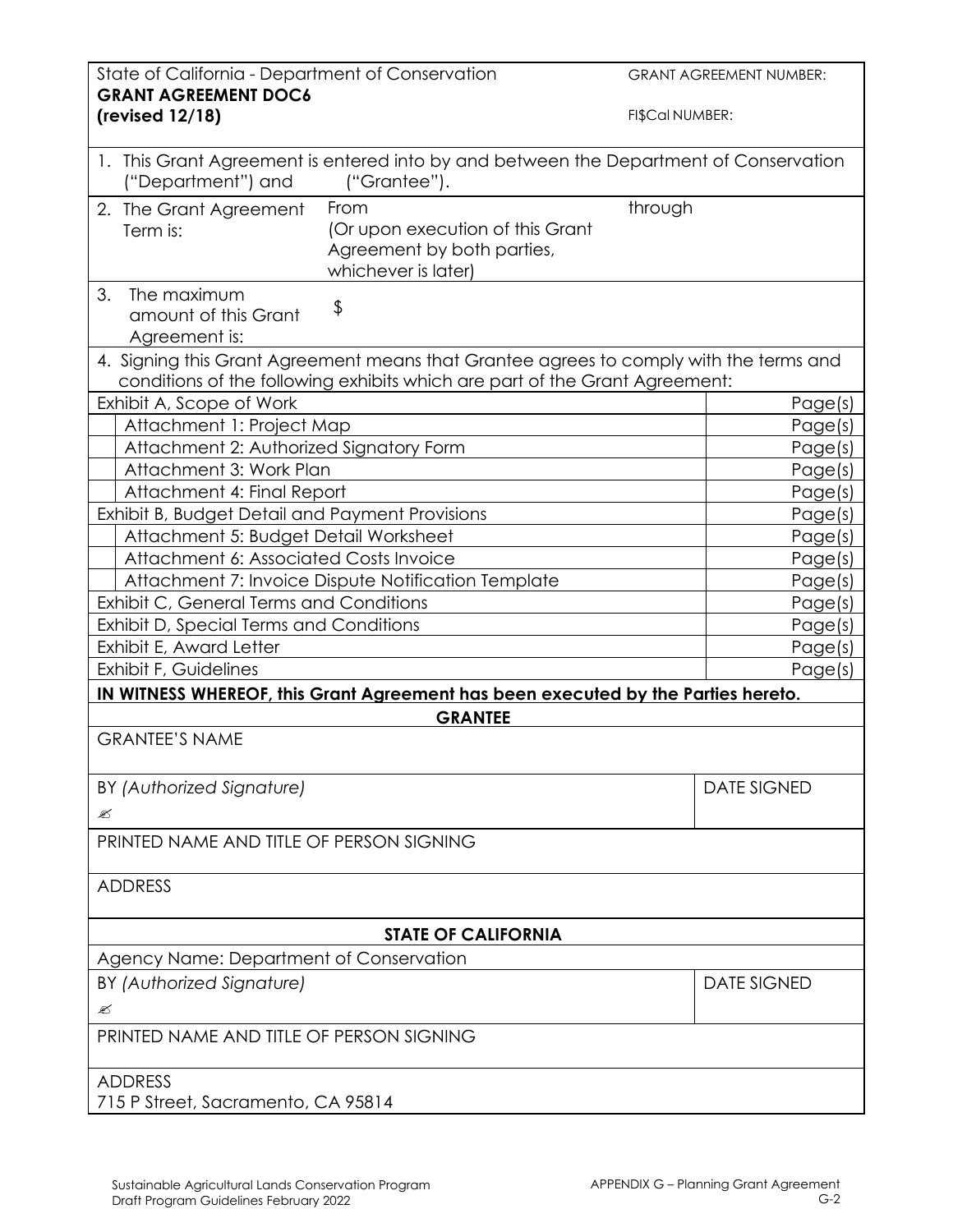State of California - Department of Conservation
**GRANT AGREEMENT DOC6**
**(revised 12/18)**

GRANT AGREEMENT NUMBER:

FI$Cal NUMBER:

1. This Grant Agreement is entered into by and between the Department of Conservation ("Department") and ("Grantee").

| 2. The Grant Agreement Term is: | From (Or upon execution of this Grant Agreement by both parties, whichever is later) | through |
|---|---|---|

| 3. The maximum amount of this Grant Agreement is: | $ |
|---|---|

4. Signing this Grant Agreement means that Grantee agrees to comply with the terms and conditions of the following exhibits which are part of the Grant Agreement:

| Exhibit | Pages |
|---|---|
| Exhibit A, Scope of Work | Page(s) |
| Attachment 1: Project Map | Page(s) |
| Attachment 2: Authorized Signatory Form | Page(s) |
| Attachment 3: Work Plan | Page(s) |
| Attachment 4: Final Report | Page(s) |
| Exhibit B, Budget Detail and Payment Provisions | Page(s) |
| Attachment 5: Budget Detail Worksheet | Page(s) |
| Attachment 6: Associated Costs Invoice | Page(s) |
| Attachment 7: Invoice Dispute Notification Template | Page(s) |
| Exhibit C, General Terms and Conditions | Page(s) |
| Exhibit D, Special Terms and Conditions | Page(s) |
| Exhibit E, Award Letter | Page(s) |
| Exhibit F, Guidelines | Page(s) |

**IN WITNESS WHEREOF, this Grant Agreement has been executed by the Parties hereto.**

**GRANTEE**

GRANTEE'S NAME

| BY *(Authorized Signature)* ✍ | DATE SIGNED |
|---|---|

PRINTED NAME AND TITLE OF PERSON SIGNING

ADDRESS

**STATE OF CALIFORNIA**

Agency Name: Department of Conservation

| BY *(Authorized Signature)* ✍ | DATE SIGNED |
|---|---|

PRINTED NAME AND TITLE OF PERSON SIGNING

ADDRESS
715 P Street, Sacramento, CA 95814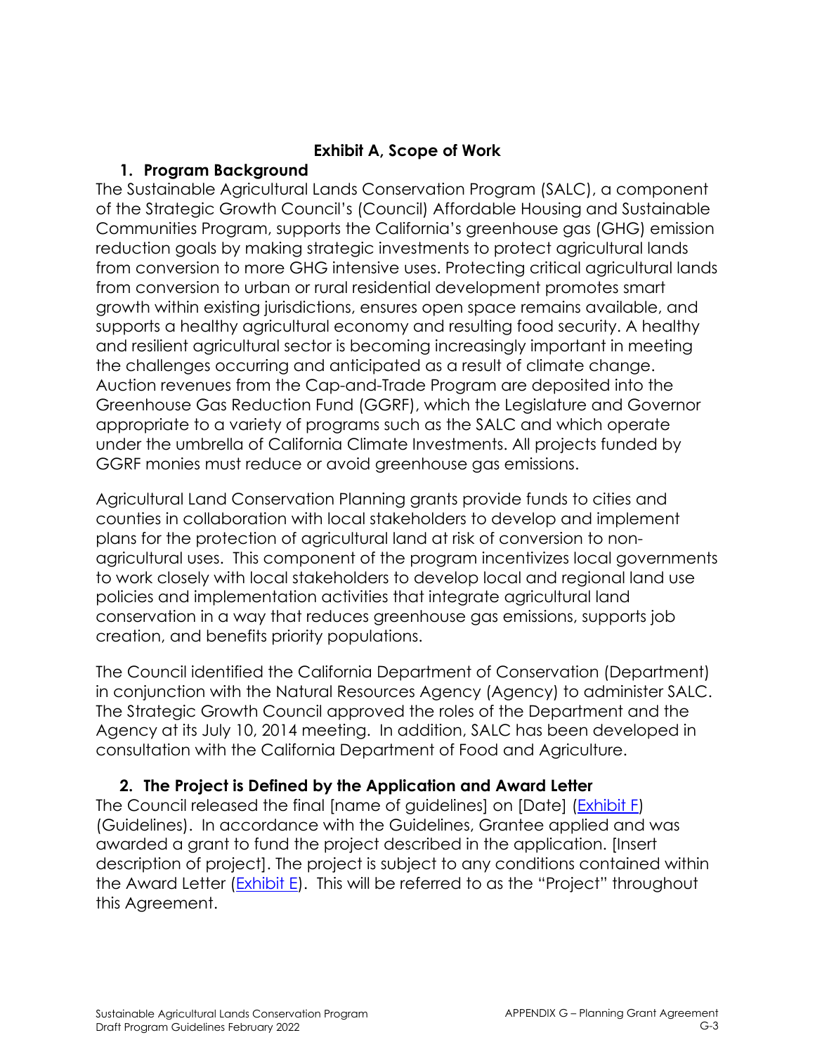# Exhibit A, Scope of Work

## 1. Program Background

The Sustainable Agricultural Lands Conservation Program (SALC), a component of the Strategic Growth Council's (Council) Affordable Housing and Sustainable Communities Program, supports the California's greenhouse gas (GHG) emission reduction goals by making strategic investments to protect agricultural lands from conversion to more GHG intensive uses. Protecting critical agricultural lands from conversion to urban or rural residential development promotes smart growth within existing jurisdictions, ensures open space remains available, and supports a healthy agricultural economy and resulting food security. A healthy and resilient agricultural sector is becoming increasingly important in meeting the challenges occurring and anticipated as a result of climate change. Auction revenues from the Cap-and-Trade Program are deposited into the Greenhouse Gas Reduction Fund (GGRF), which the Legislature and Governor appropriate to a variety of programs such as the SALC and which operate under the umbrella of California Climate Investments. All projects funded by GGRF monies must reduce or avoid greenhouse gas emissions.

Agricultural Land Conservation Planning grants provide funds to cities and counties in collaboration with local stakeholders to develop and implement plans for the protection of agricultural land at risk of conversion to non-agricultural uses. This component of the program incentivizes local governments to work closely with local stakeholders to develop local and regional land use policies and implementation activities that integrate agricultural land conservation in a way that reduces greenhouse gas emissions, supports job creation, and benefits priority populations.

The Council identified the California Department of Conservation (Department) in conjunction with the Natural Resources Agency (Agency) to administer SALC. The Strategic Growth Council approved the roles of the Department and the Agency at its July 10, 2014 meeting. In addition, SALC has been developed in consultation with the California Department of Food and Agriculture.

## 2. The Project is Defined by the Application and Award Letter

The Council released the final [name of guidelines] on [Date] (Exhibit F) (Guidelines). In accordance with the Guidelines, Grantee applied and was awarded a grant to fund the project described in the application. [Insert description of project]. The project is subject to any conditions contained within the Award Letter (Exhibit E). This will be referred to as the "Project" throughout this Agreement.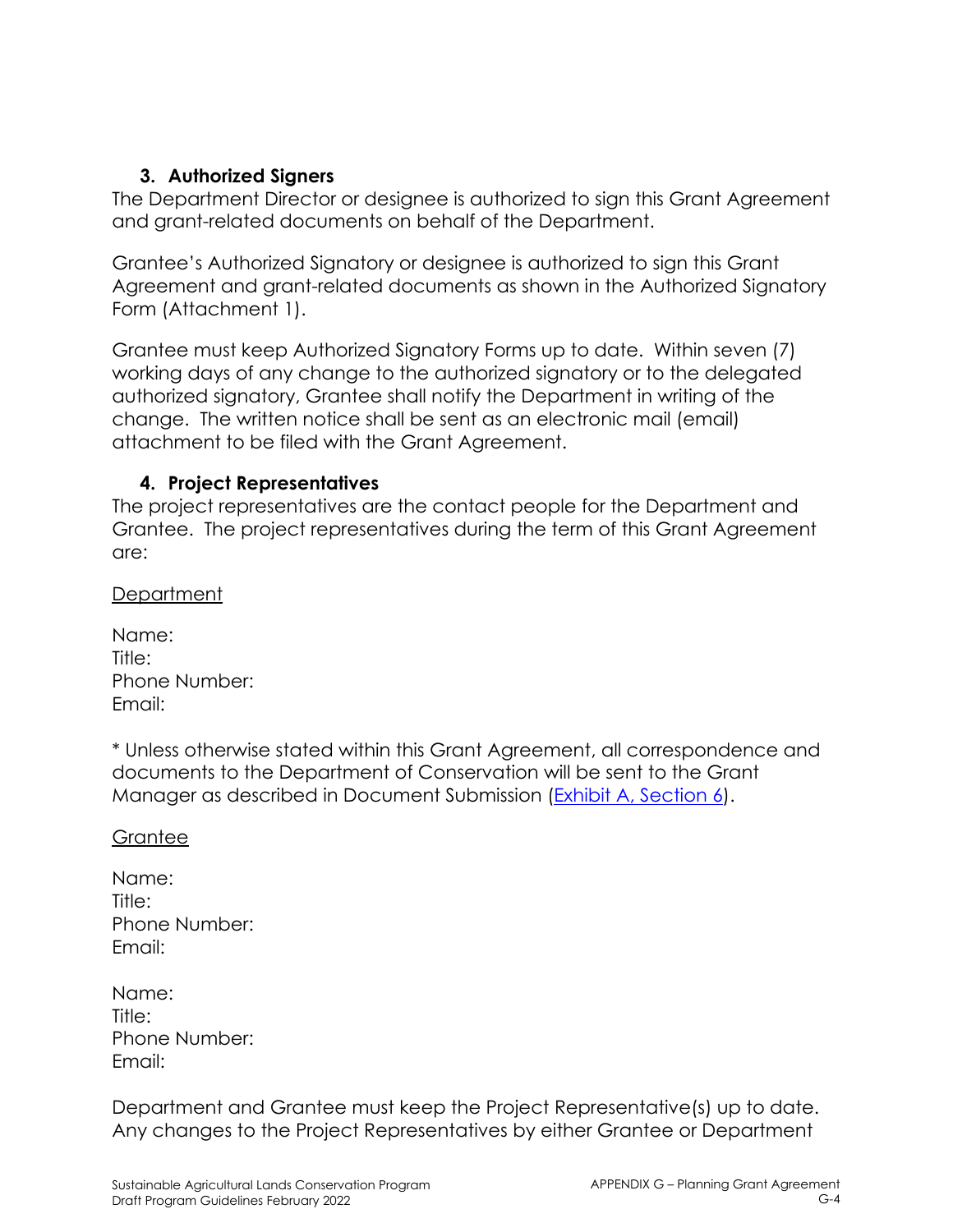### 3. Authorized Signers

The Department Director or designee is authorized to sign this Grant Agreement and grant-related documents on behalf of the Department.

Grantee's Authorized Signatory or designee is authorized to sign this Grant Agreement and grant-related documents as shown in the Authorized Signatory Form (Attachment 1).

Grantee must keep Authorized Signatory Forms up to date. Within seven (7) working days of any change to the authorized signatory or to the delegated authorized signatory, Grantee shall notify the Department in writing of the change. The written notice shall be sent as an electronic mail (email) attachment to be filed with the Grant Agreement.

### 4. Project Representatives

The project representatives are the contact people for the Department and Grantee. The project representatives during the term of this Grant Agreement are:

<u>Department</u>

Name:
Title:
Phone Number:
Email:

* Unless otherwise stated within this Grant Agreement, all correspondence and documents to the Department of Conservation will be sent to the Grant Manager as described in Document Submission (Exhibit A, Section 6).

<u>Grantee</u>

Name:
Title:
Phone Number:
Email:

Name:
Title:
Phone Number:
Email:

Department and Grantee must keep the Project Representative(s) up to date. Any changes to the Project Representatives by either Grantee or Department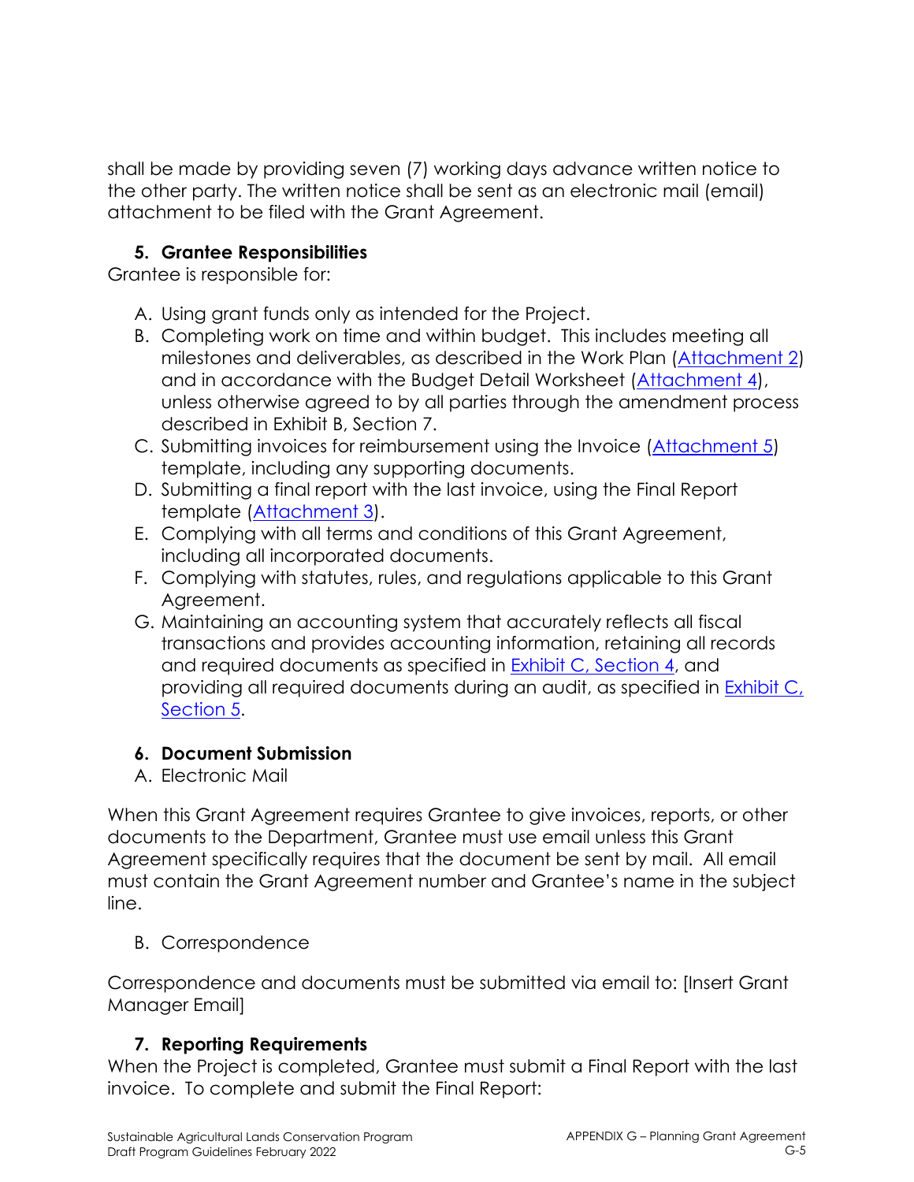shall be made by providing seven (7) working days advance written notice to the other party. The written notice shall be sent as an electronic mail (email) attachment to be filed with the Grant Agreement.

**5. Grantee Responsibilities**

Grantee is responsible for:

A. Using grant funds only as intended for the Project.
B. Completing work on time and within budget. This includes meeting all milestones and deliverables, as described in the Work Plan (Attachment 2) and in accordance with the Budget Detail Worksheet (Attachment 4), unless otherwise agreed to by all parties through the amendment process described in Exhibit B, Section 7.
C. Submitting invoices for reimbursement using the Invoice (Attachment 5) template, including any supporting documents.
D. Submitting a final report with the last invoice, using the Final Report template (Attachment 3).
E. Complying with all terms and conditions of this Grant Agreement, including all incorporated documents.
F. Complying with statutes, rules, and regulations applicable to this Grant Agreement.
G. Maintaining an accounting system that accurately reflects all fiscal transactions and provides accounting information, retaining all records and required documents as specified in Exhibit C, Section 4, and providing all required documents during an audit, as specified in Exhibit C, Section 5.

**6. Document Submission**

A. Electronic Mail

When this Grant Agreement requires Grantee to give invoices, reports, or other documents to the Department, Grantee must use email unless this Grant Agreement specifically requires that the document be sent by mail. All email must contain the Grant Agreement number and Grantee's name in the subject line.

B. Correspondence

Correspondence and documents must be submitted via email to: [Insert Grant Manager Email]

**7. Reporting Requirements**

When the Project is completed, Grantee must submit a Final Report with the last invoice. To complete and submit the Final Report: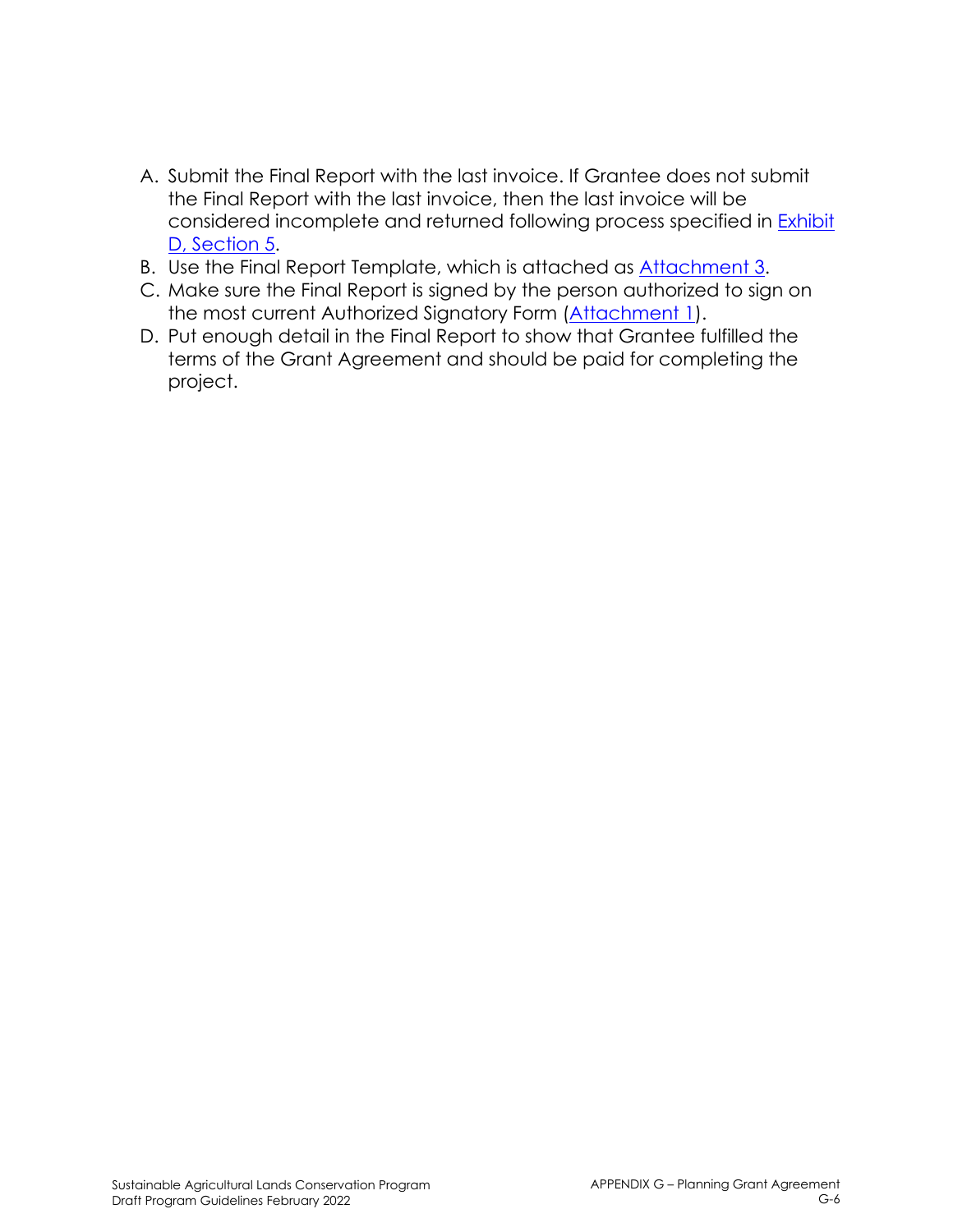A. Submit the Final Report with the last invoice. If Grantee does not submit the Final Report with the last invoice, then the last invoice will be considered incomplete and returned following process specified in Exhibit D, Section 5.
B. Use the Final Report Template, which is attached as Attachment 3.
C. Make sure the Final Report is signed by the person authorized to sign on the most current Authorized Signatory Form (Attachment 1).
D. Put enough detail in the Final Report to show that Grantee fulfilled the terms of the Grant Agreement and should be paid for completing the project.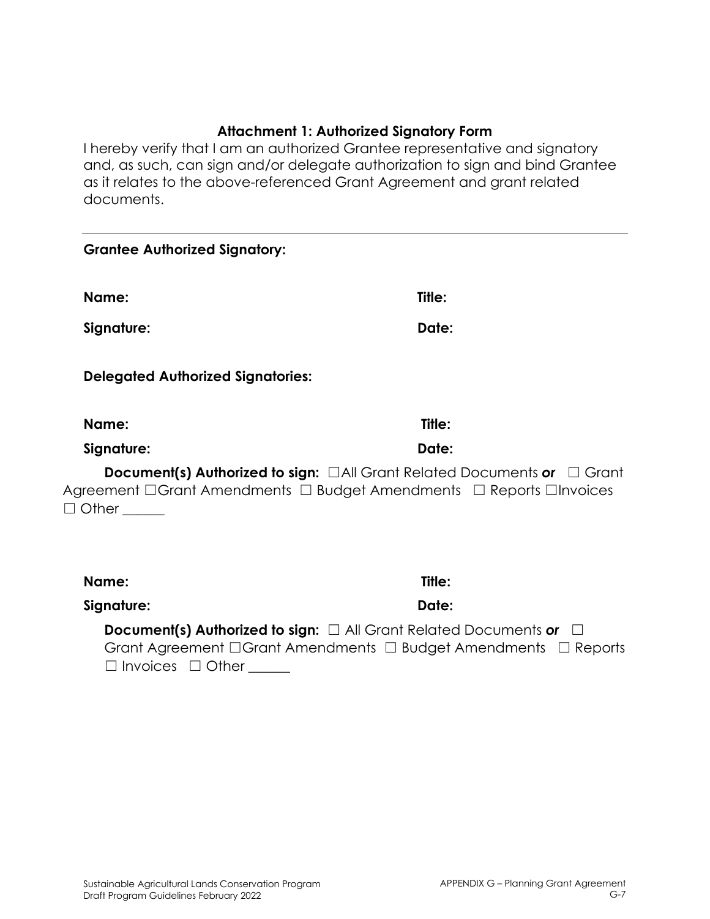### Attachment 1: Authorized Signatory Form

I hereby verify that I am an authorized Grantee representative and signatory and, as such, can sign and/or delegate authorization to sign and bind Grantee as it relates to the above-referenced Grant Agreement and grant related documents.

---

**Grantee Authorized Signatory:**

**Name:** **Title:**

**Signature:** **Date:**

**Delegated Authorized Signatories:**

**Name:** **Title:**

**Signature:** **Date:**

**Document(s) Authorized to sign:** ☐All Grant Related Documents ***or*** ☐ Grant Agreement ☐Grant Amendments ☐ Budget Amendments ☐ Reports ☐Invoices ☐ Other ______

**Name:** **Title:**

**Signature:** **Date:**

**Document(s) Authorized to sign:** ☐ All Grant Related Documents ***or*** ☐ Grant Agreement ☐Grant Amendments ☐ Budget Amendments ☐ Reports ☐ Invoices ☐ Other ______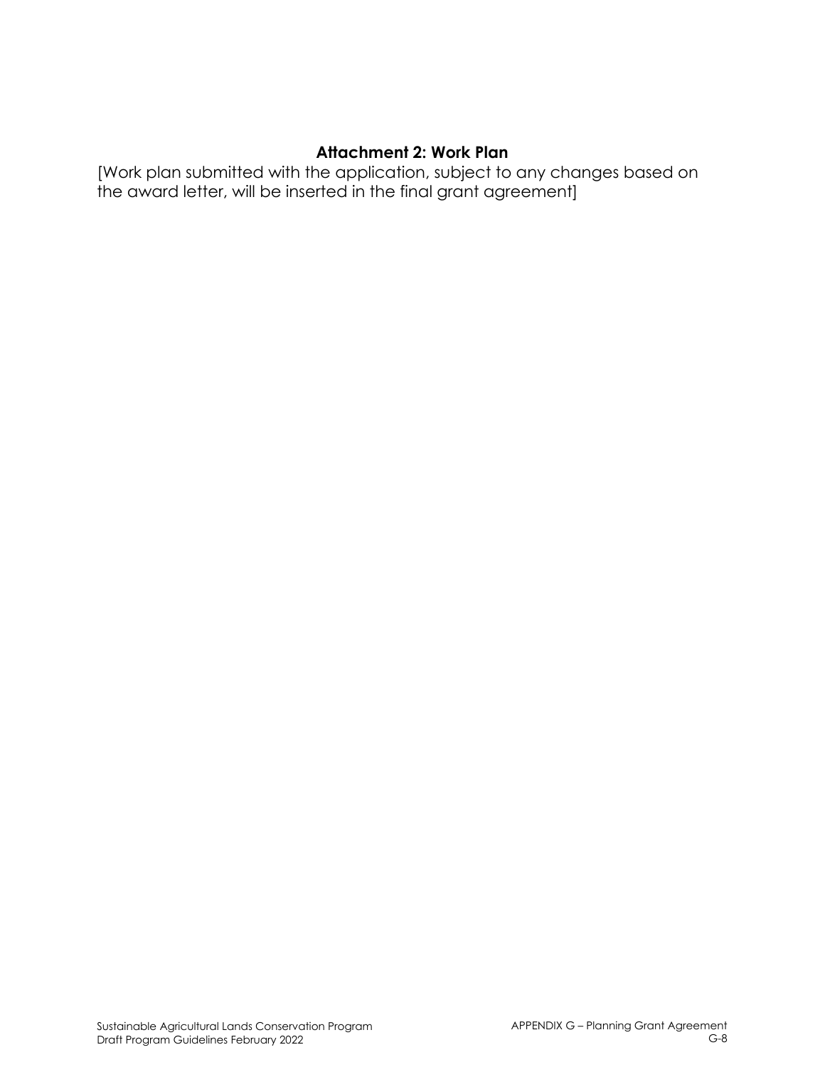## Attachment 2: Work Plan

[Work plan submitted with the application, subject to any changes based on the award letter, will be inserted in the final grant agreement]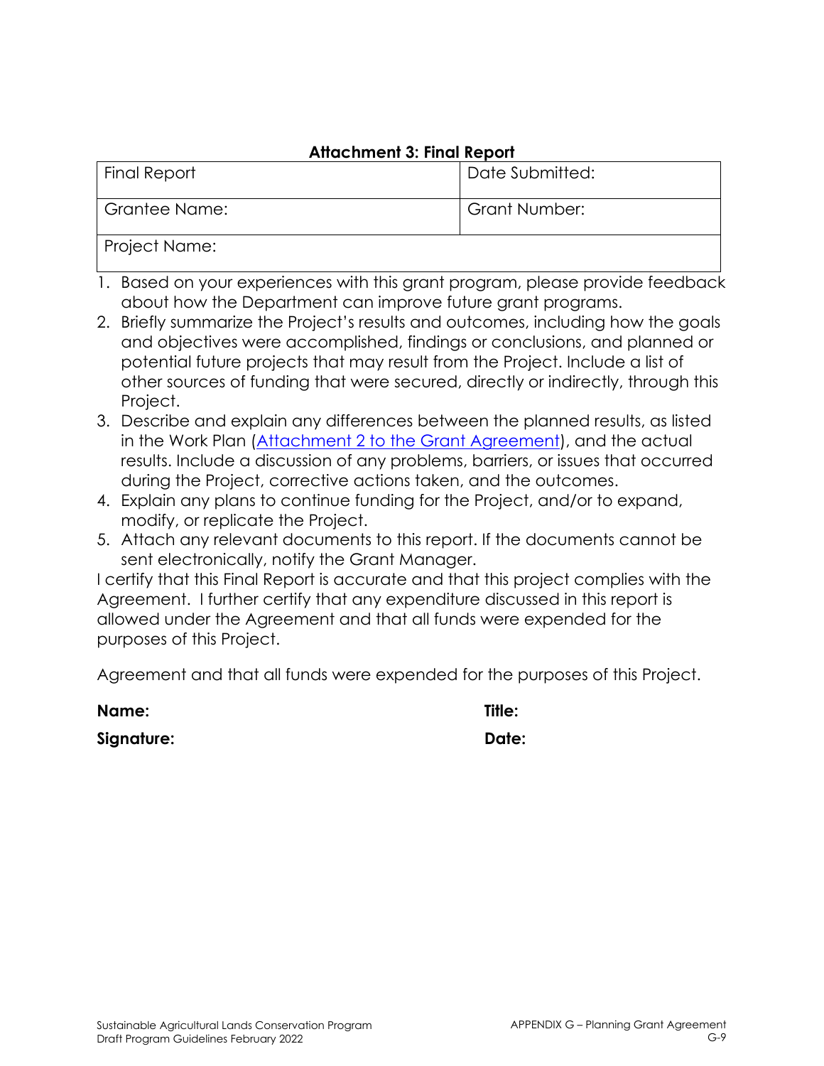**Attachment 3: Final Report**

| Final Report | Date Submitted: |
|---|---|
| Grantee Name: | Grant Number: |
| Project Name: | |

1. Based on your experiences with this grant program, please provide feedback about how the Department can improve future grant programs.
2. Briefly summarize the Project's results and outcomes, including how the goals and objectives were accomplished, findings or conclusions, and planned or potential future projects that may result from the Project. Include a list of other sources of funding that were secured, directly or indirectly, through this Project.
3. Describe and explain any differences between the planned results, as listed in the Work Plan (Attachment 2 to the Grant Agreement), and the actual results. Include a discussion of any problems, barriers, or issues that occurred during the Project, corrective actions taken, and the outcomes.
4. Explain any plans to continue funding for the Project, and/or to expand, modify, or replicate the Project.
5. Attach any relevant documents to this report. If the documents cannot be sent electronically, notify the Grant Manager.

I certify that this Final Report is accurate and that this project complies with the Agreement. I further certify that any expenditure discussed in this report is allowed under the Agreement and that all funds were expended for the purposes of this Project.

Agreement and that all funds were expended for the purposes of this Project.

**Name:** **Title:**

**Signature:** **Date:**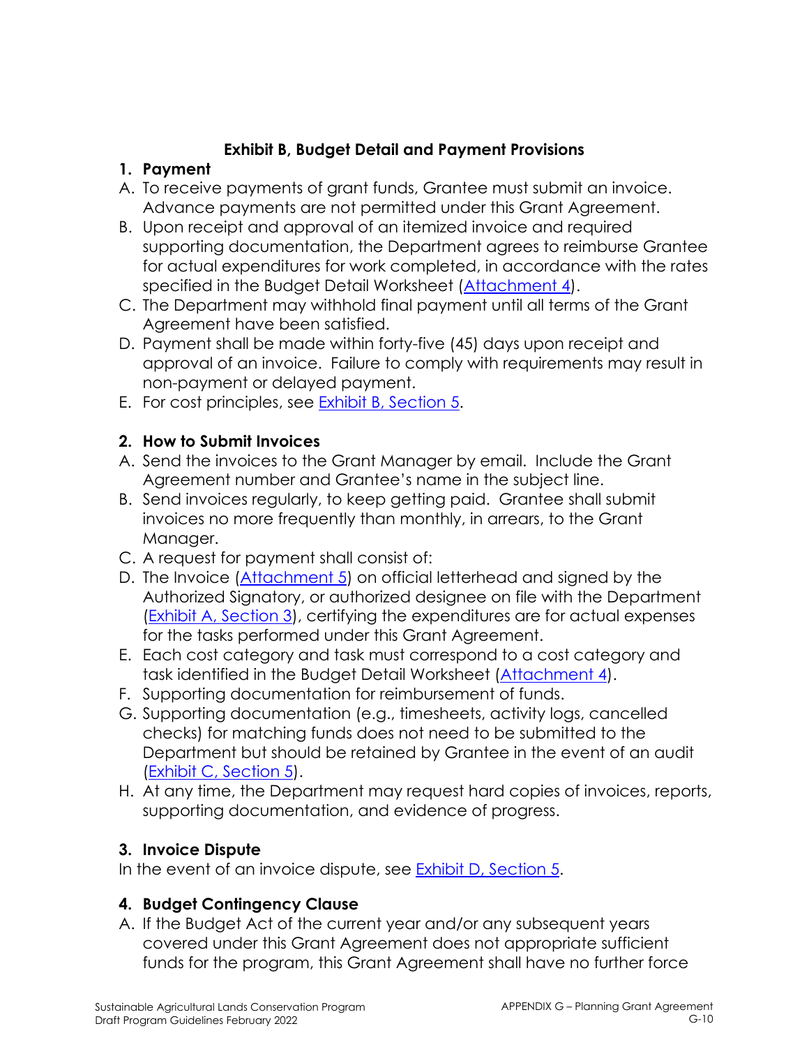## Exhibit B, Budget Detail and Payment Provisions

### 1. Payment

A. To receive payments of grant funds, Grantee must submit an invoice. Advance payments are not permitted under this Grant Agreement.

B. Upon receipt and approval of an itemized invoice and required supporting documentation, the Department agrees to reimburse Grantee for actual expenditures for work completed, in accordance with the rates specified in the Budget Detail Worksheet (Attachment 4).

C. The Department may withhold final payment until all terms of the Grant Agreement have been satisfied.

D. Payment shall be made within forty-five (45) days upon receipt and approval of an invoice. Failure to comply with requirements may result in non-payment or delayed payment.

E. For cost principles, see Exhibit B, Section 5.

### 2. How to Submit Invoices

A. Send the invoices to the Grant Manager by email. Include the Grant Agreement number and Grantee's name in the subject line.

B. Send invoices regularly, to keep getting paid. Grantee shall submit invoices no more frequently than monthly, in arrears, to the Grant Manager.

C. A request for payment shall consist of:

D. The Invoice (Attachment 5) on official letterhead and signed by the Authorized Signatory, or authorized designee on file with the Department (Exhibit A, Section 3), certifying the expenditures are for actual expenses for the tasks performed under this Grant Agreement.

E. Each cost category and task must correspond to a cost category and task identified in the Budget Detail Worksheet (Attachment 4).

F. Supporting documentation for reimbursement of funds.

G. Supporting documentation (e.g., timesheets, activity logs, cancelled checks) for matching funds does not need to be submitted to the Department but should be retained by Grantee in the event of an audit (Exhibit C, Section 5).

H. At any time, the Department may request hard copies of invoices, reports, supporting documentation, and evidence of progress.

### 3. Invoice Dispute

In the event of an invoice dispute, see Exhibit D, Section 5.

### 4. Budget Contingency Clause

A. If the Budget Act of the current year and/or any subsequent years covered under this Grant Agreement does not appropriate sufficient funds for the program, this Grant Agreement shall have no further force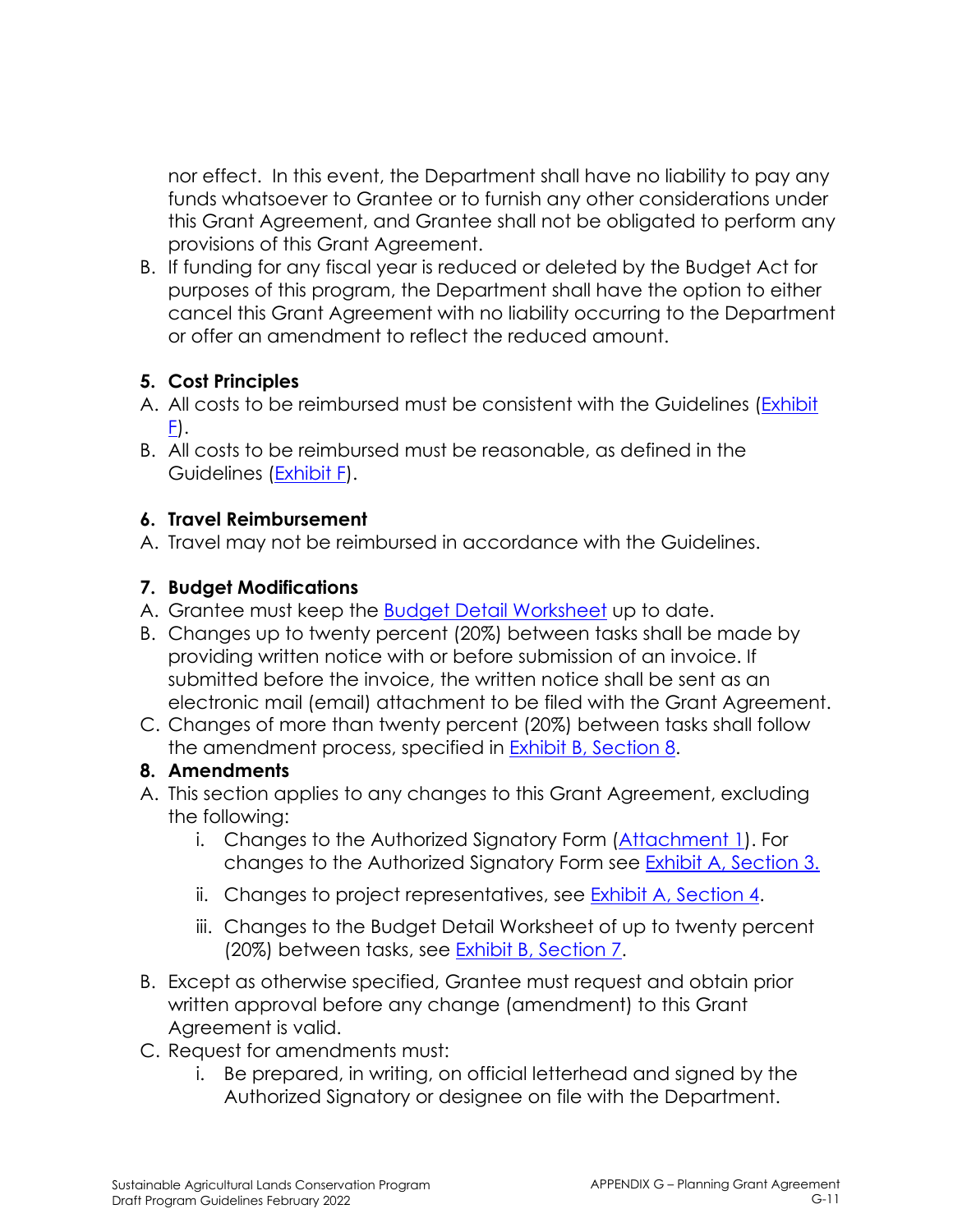nor effect. In this event, the Department shall have no liability to pay any funds whatsoever to Grantee or to furnish any other considerations under this Grant Agreement, and Grantee shall not be obligated to perform any provisions of this Grant Agreement.

B. If funding for any fiscal year is reduced or deleted by the Budget Act for purposes of this program, the Department shall have the option to either cancel this Grant Agreement with no liability occurring to the Department or offer an amendment to reflect the reduced amount.

**5. Cost Principles**

A. All costs to be reimbursed must be consistent with the Guidelines (Exhibit F).

B. All costs to be reimbursed must be reasonable, as defined in the Guidelines (Exhibit F).

**6. Travel Reimbursement**

A. Travel may not be reimbursed in accordance with the Guidelines.

**7. Budget Modifications**

A. Grantee must keep the Budget Detail Worksheet up to date.

B. Changes up to twenty percent (20%) between tasks shall be made by providing written notice with or before submission of an invoice. If submitted before the invoice, the written notice shall be sent as an electronic mail (email) attachment to be filed with the Grant Agreement.

C. Changes of more than twenty percent (20%) between tasks shall follow the amendment process, specified in Exhibit B, Section 8.

**8. Amendments**

A. This section applies to any changes to this Grant Agreement, excluding the following:
   - i. Changes to the Authorized Signatory Form (Attachment 1). For changes to the Authorized Signatory Form see Exhibit A, Section 3.
   - ii. Changes to project representatives, see Exhibit A, Section 4.
   - iii. Changes to the Budget Detail Worksheet of up to twenty percent (20%) between tasks, see Exhibit B, Section 7.

B. Except as otherwise specified, Grantee must request and obtain prior written approval before any change (amendment) to this Grant Agreement is valid.

C. Request for amendments must:
   - i. Be prepared, in writing, on official letterhead and signed by the Authorized Signatory or designee on file with the Department.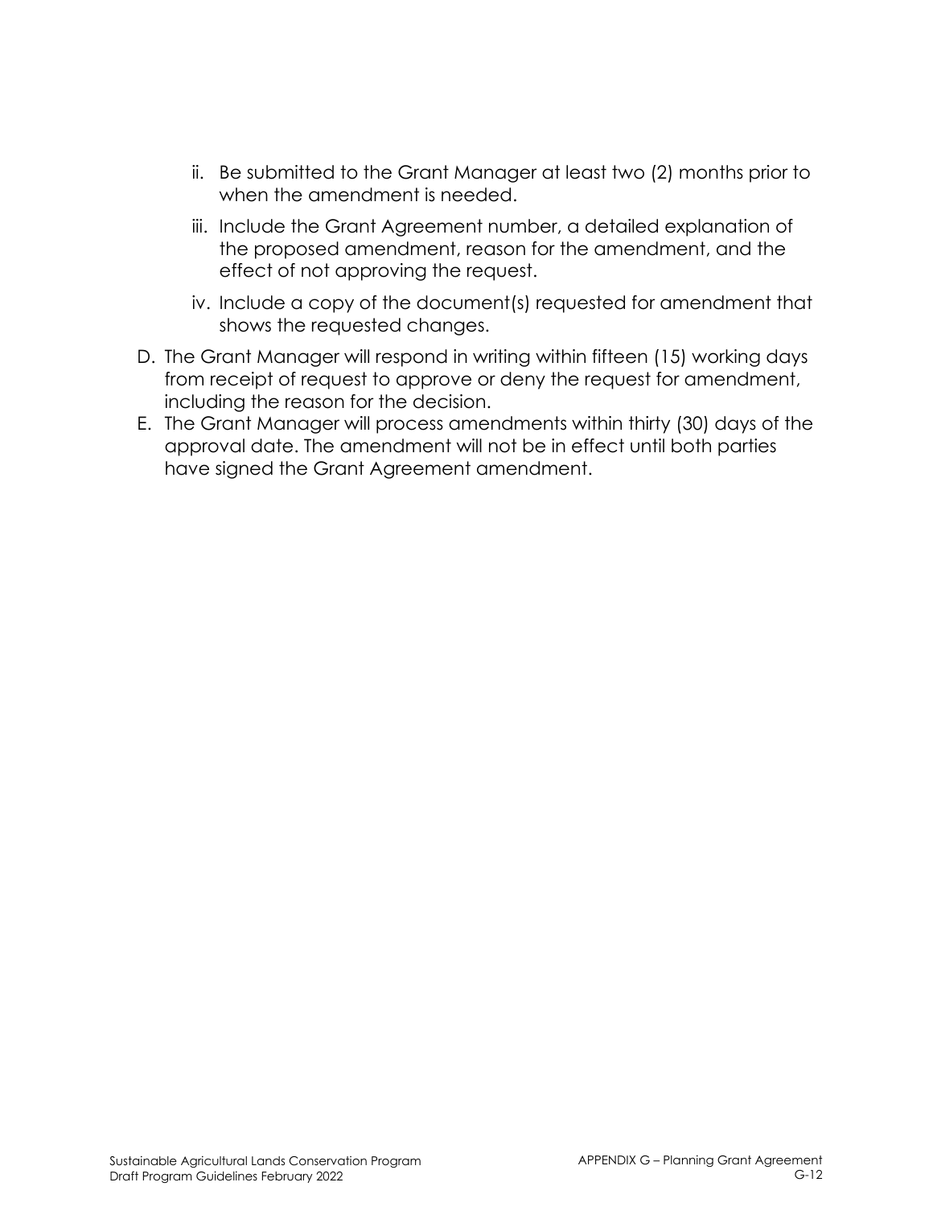ii. Be submitted to the Grant Manager at least two (2) months prior to when the amendment is needed.

   iii. Include the Grant Agreement number, a detailed explanation of the proposed amendment, reason for the amendment, and the effect of not approving the request.

   iv. Include a copy of the document(s) requested for amendment that shows the requested changes.

D. The Grant Manager will respond in writing within fifteen (15) working days from receipt of request to approve or deny the request for amendment, including the reason for the decision.

E. The Grant Manager will process amendments within thirty (30) days of the approval date. The amendment will not be in effect until both parties have signed the Grant Agreement amendment.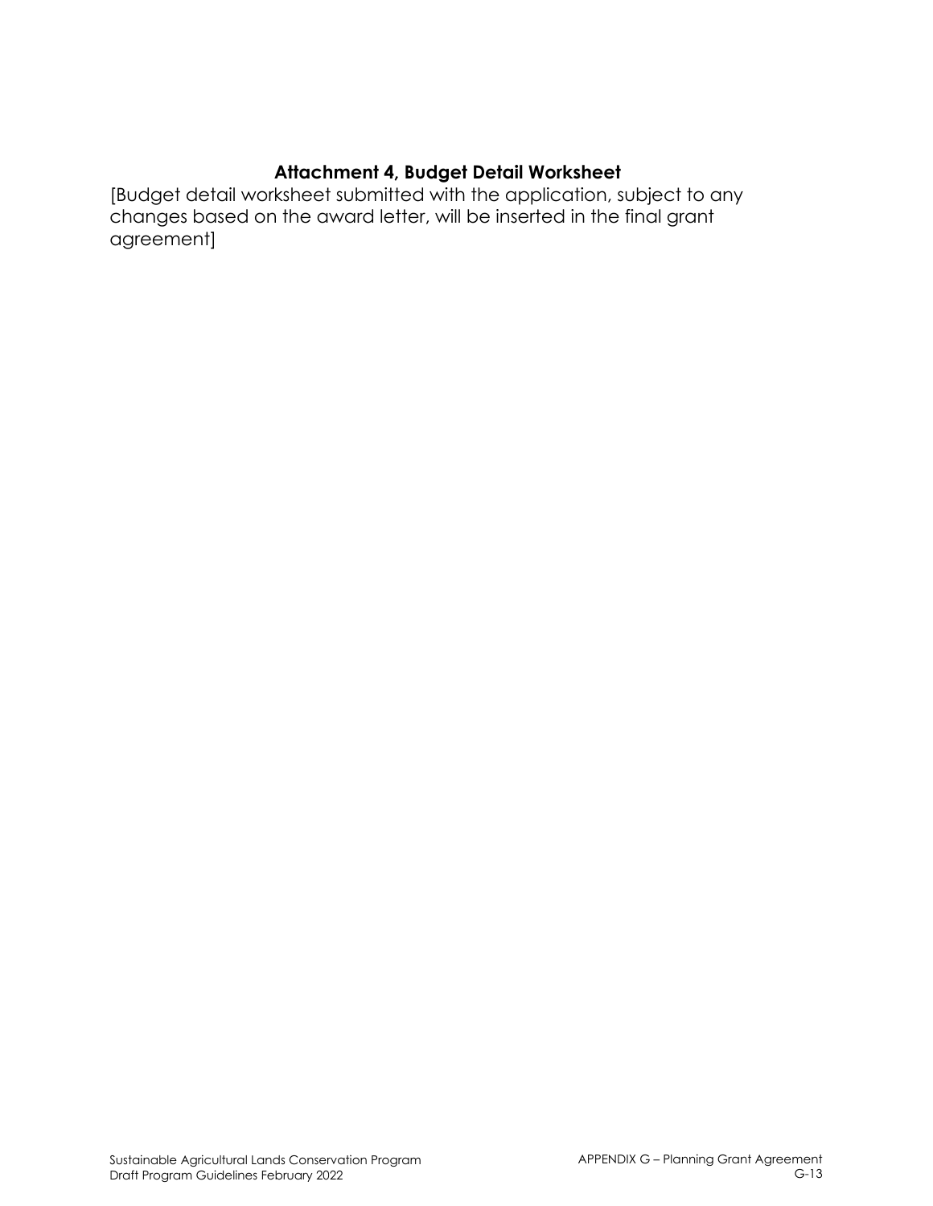## Attachment 4, Budget Detail Worksheet

[Budget detail worksheet submitted with the application, subject to any changes based on the award letter, will be inserted in the final grant agreement]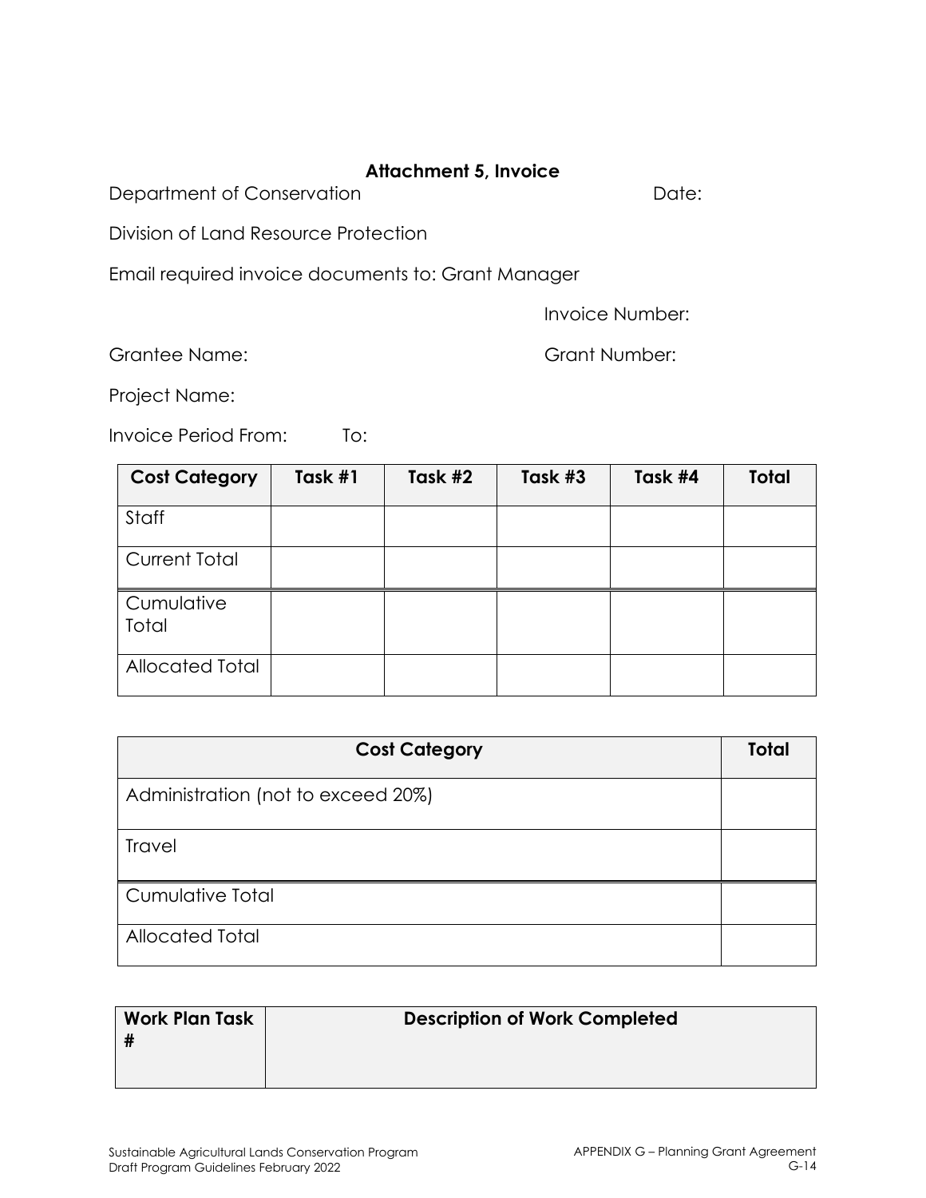## Attachment 5, Invoice

Department of Conservation

Date:

Division of Land Resource Protection

Email required invoice documents to: Grant Manager

Invoice Number:

Grantee Name:

Grant Number:

Project Name:

Invoice Period From: To:

| Cost Category | Task #1 | Task #2 | Task #3 | Task #4 | Total |
| --- | --- | --- | --- | --- | --- |
| Staff | | | | | |
| Current Total | | | | | |
| Cumulative Total | | | | | |
| Allocated Total | | | | | |

| Cost Category | Total |
| --- | --- |
| Administration (not to exceed 20%) | |
| Travel | |
| Cumulative Total | |
| Allocated Total | |

| Work Plan Task # | Description of Work Completed |
| --- | --- |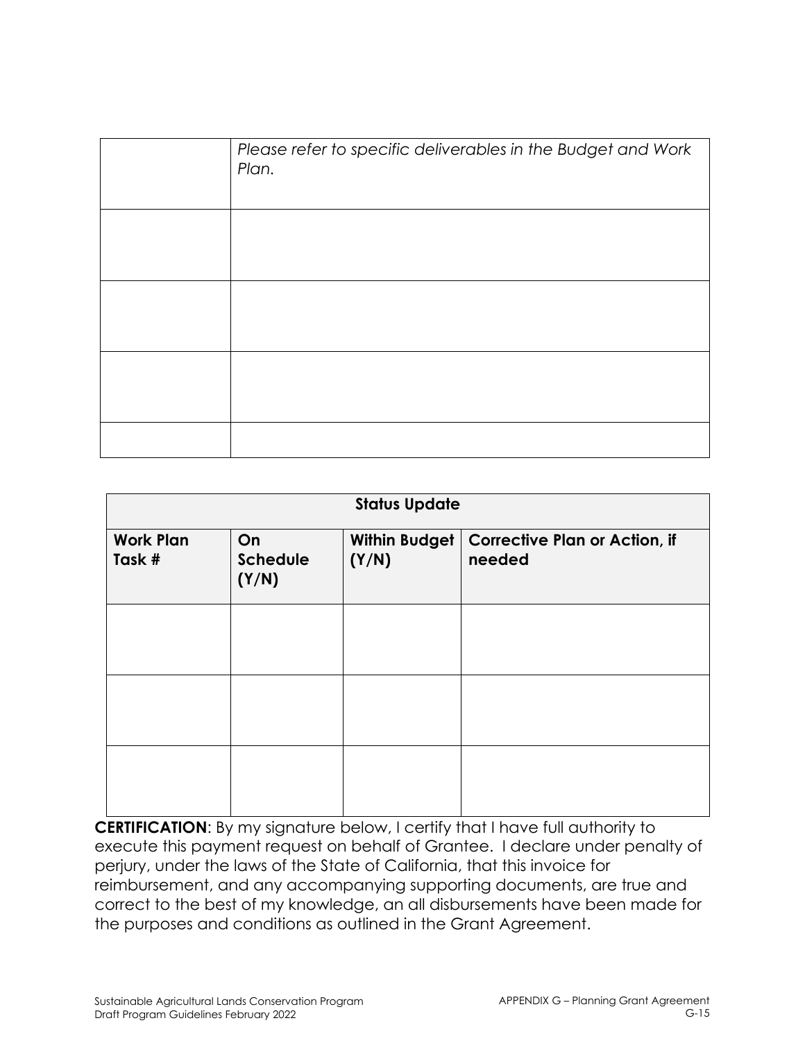| | |
|---|---|
| | *Please refer to specific deliverables in the Budget and Work Plan.* |
| | |
| | |
| | |
| | |

| **Status Update** | | | |
|---|---|---|---|
| **Work Plan Task #** | **On Schedule (Y/N)** | **Within Budget (Y/N)** | **Corrective Plan or Action, if needed** |
| | | | |
| | | | |
| | | | |

**CERTIFICATION**: By my signature below, I certify that I have full authority to execute this payment request on behalf of Grantee. I declare under penalty of perjury, under the laws of the State of California, that this invoice for reimbursement, and any accompanying supporting documents, are true and correct to the best of my knowledge, an all disbursements have been made for the purposes and conditions as outlined in the Grant Agreement.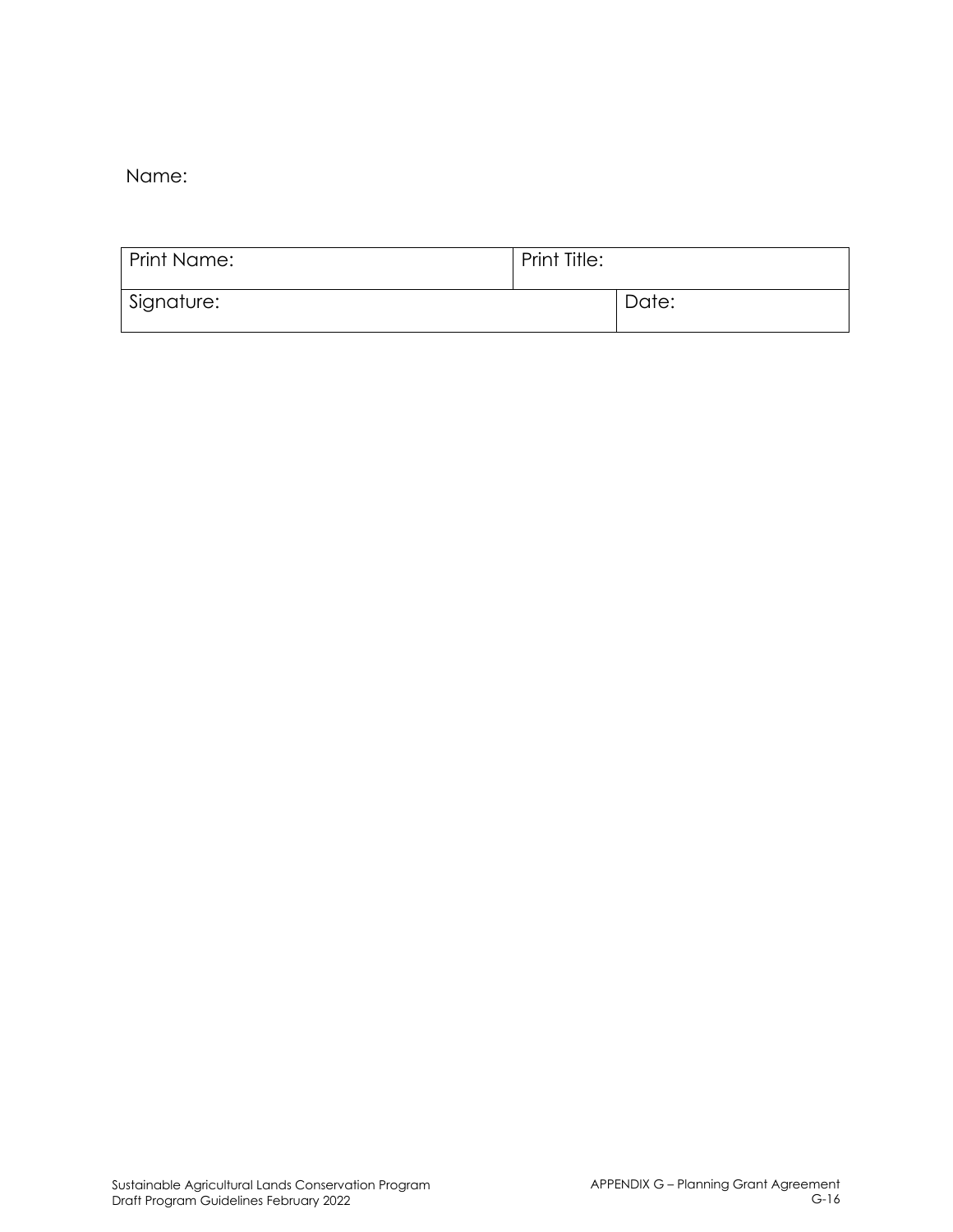Name:

| Print Name: | Print Title: | |
| --- | --- | --- |
| Signature: | | Date: |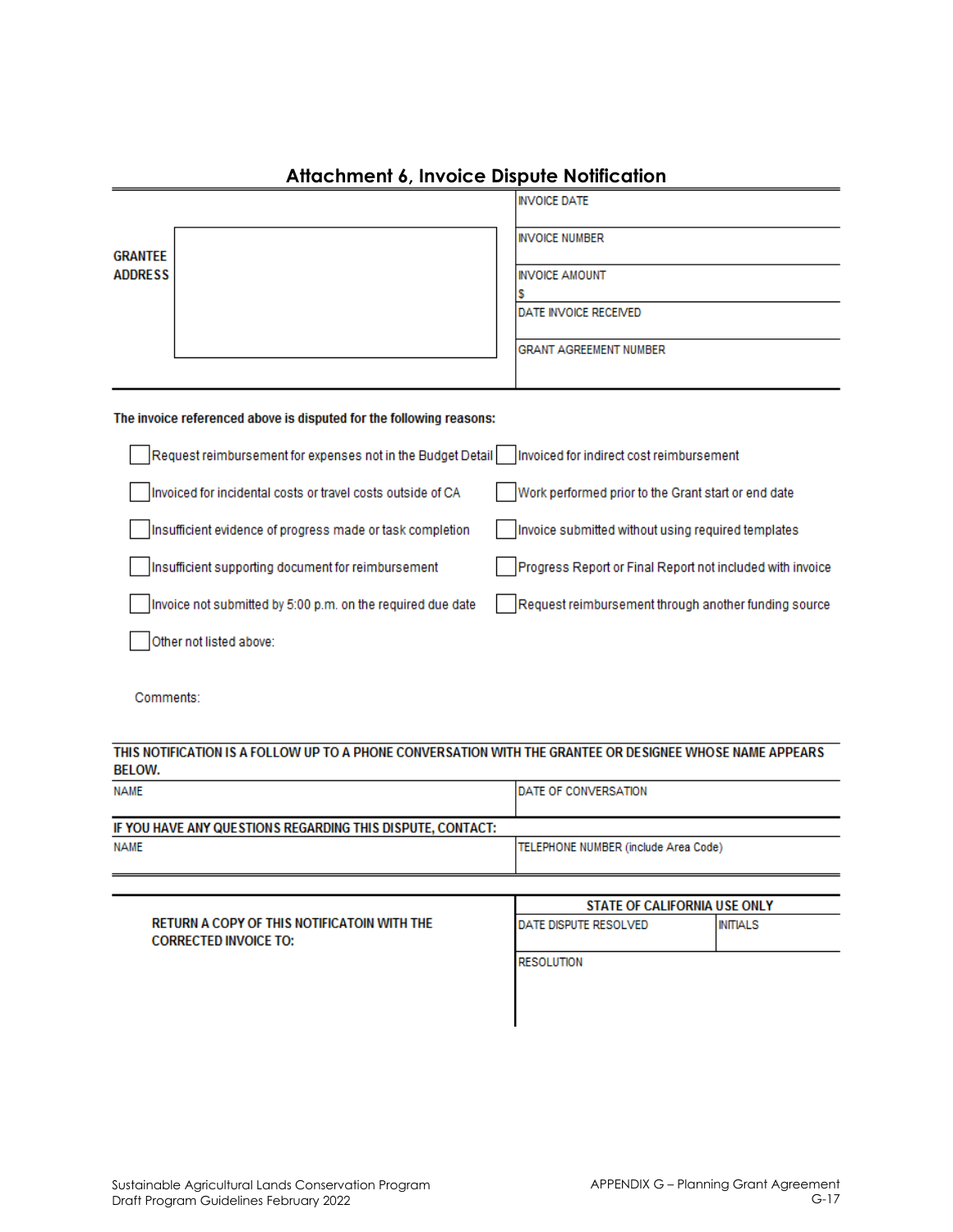## Attachment 6, Invoice Dispute Notification

| GRANTEE ADDRESS | | INVOICE DATE |
|---|---|---|
| | | INVOICE NUMBER |
| | | INVOICE AMOUNT<br>$ |
| | | DATE INVOICE RECEIVED |
| | | GRANT AGREEMENT NUMBER |

**The invoice referenced above is disputed for the following reasons:**

- ☐ Request reimbursement for expenses not in the Budget Detail
- ☐ Invoiced for indirect cost reimbursement
- ☐ Invoiced for incidental costs or travel costs outside of CA
- ☐ Work performed prior to the Grant start or end date
- ☐ Insufficient evidence of progress made or task completion
- ☐ Invoice submitted without using required templates
- ☐ Insufficient supporting document for reimbursement
- ☐ Progress Report or Final Report not included with invoice
- ☐ Invoice not submitted by 5:00 p.m. on the required due date
- ☐ Request reimbursement through another funding source
- ☐ Other not listed above:

Comments:

**THIS NOTIFICATION IS A FOLLOW UP TO A PHONE CONVERSATION WITH THE GRANTEE OR DESIGNEE WHOSE NAME APPEARS BELOW.**

| NAME | DATE OF CONVERSATION |
|---|---|
| | |

**IF YOU HAVE ANY QUESTIONS REGARDING THIS DISPUTE, CONTACT:**

| NAME | TELEPHONE NUMBER (include Area Code) |
|---|---|
| | |

**RETURN A COPY OF THIS NOTIFICATOIN WITH THE CORRECTED INVOICE TO:**

| STATE OF CALIFORNIA USE ONLY | |
|---|---|
| DATE DISPUTE RESOLVED | INITIALS |
| RESOLUTION | |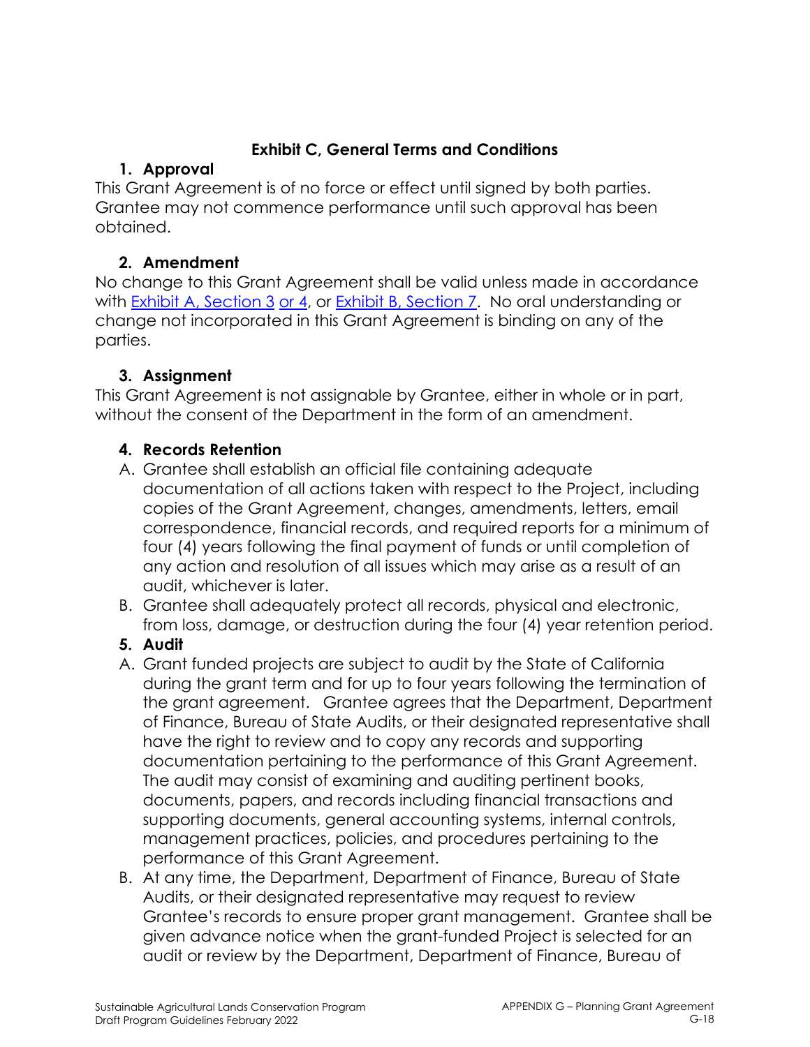## Exhibit C, General Terms and Conditions

### 1. Approval

This Grant Agreement is of no force or effect until signed by both parties. Grantee may not commence performance until such approval has been obtained.

### 2. Amendment

No change to this Grant Agreement shall be valid unless made in accordance with Exhibit A, Section 3 or 4, or Exhibit B, Section 7. No oral understanding or change not incorporated in this Grant Agreement is binding on any of the parties.

### 3. Assignment

This Grant Agreement is not assignable by Grantee, either in whole or in part, without the consent of the Department in the form of an amendment.

### 4. Records Retention

A. Grantee shall establish an official file containing adequate documentation of all actions taken with respect to the Project, including copies of the Grant Agreement, changes, amendments, letters, email correspondence, financial records, and required reports for a minimum of four (4) years following the final payment of funds or until completion of any action and resolution of all issues which may arise as a result of an audit, whichever is later.

B. Grantee shall adequately protect all records, physical and electronic, from loss, damage, or destruction during the four (4) year retention period.

### 5. Audit

A. Grant funded projects are subject to audit by the State of California during the grant term and for up to four years following the termination of the grant agreement. Grantee agrees that the Department, Department of Finance, Bureau of State Audits, or their designated representative shall have the right to review and to copy any records and supporting documentation pertaining to the performance of this Grant Agreement. The audit may consist of examining and auditing pertinent books, documents, papers, and records including financial transactions and supporting documents, general accounting systems, internal controls, management practices, policies, and procedures pertaining to the performance of this Grant Agreement.

B. At any time, the Department, Department of Finance, Bureau of State Audits, or their designated representative may request to review Grantee's records to ensure proper grant management. Grantee shall be given advance notice when the grant-funded Project is selected for an audit or review by the Department, Department of Finance, Bureau of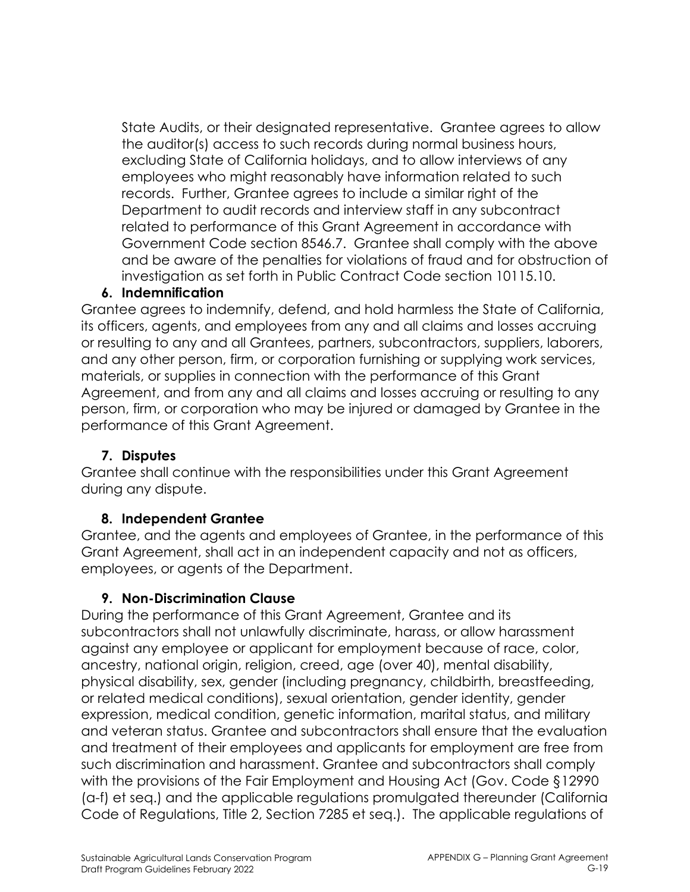State Audits, or their designated representative. Grantee agrees to allow the auditor(s) access to such records during normal business hours, excluding State of California holidays, and to allow interviews of any employees who might reasonably have information related to such records. Further, Grantee agrees to include a similar right of the Department to audit records and interview staff in any subcontract related to performance of this Grant Agreement in accordance with Government Code section 8546.7. Grantee shall comply with the above and be aware of the penalties for violations of fraud and for obstruction of investigation as set forth in Public Contract Code section 10115.10.

**6. Indemnification**

Grantee agrees to indemnify, defend, and hold harmless the State of California, its officers, agents, and employees from any and all claims and losses accruing or resulting to any and all Grantees, partners, subcontractors, suppliers, laborers, and any other person, firm, or corporation furnishing or supplying work services, materials, or supplies in connection with the performance of this Grant Agreement, and from any and all claims and losses accruing or resulting to any person, firm, or corporation who may be injured or damaged by Grantee in the performance of this Grant Agreement.

**7. Disputes**

Grantee shall continue with the responsibilities under this Grant Agreement during any dispute.

**8. Independent Grantee**

Grantee, and the agents and employees of Grantee, in the performance of this Grant Agreement, shall act in an independent capacity and not as officers, employees, or agents of the Department.

**9. Non-Discrimination Clause**

During the performance of this Grant Agreement, Grantee and its subcontractors shall not unlawfully discriminate, harass, or allow harassment against any employee or applicant for employment because of race, color, ancestry, national origin, religion, creed, age (over 40), mental disability, physical disability, sex, gender (including pregnancy, childbirth, breastfeeding, or related medical conditions), sexual orientation, gender identity, gender expression, medical condition, genetic information, marital status, and military and veteran status. Grantee and subcontractors shall ensure that the evaluation and treatment of their employees and applicants for employment are free from such discrimination and harassment. Grantee and subcontractors shall comply with the provisions of the Fair Employment and Housing Act (Gov. Code §12990 (a-f) et seq.) and the applicable regulations promulgated thereunder (California Code of Regulations, Title 2, Section 7285 et seq.). The applicable regulations of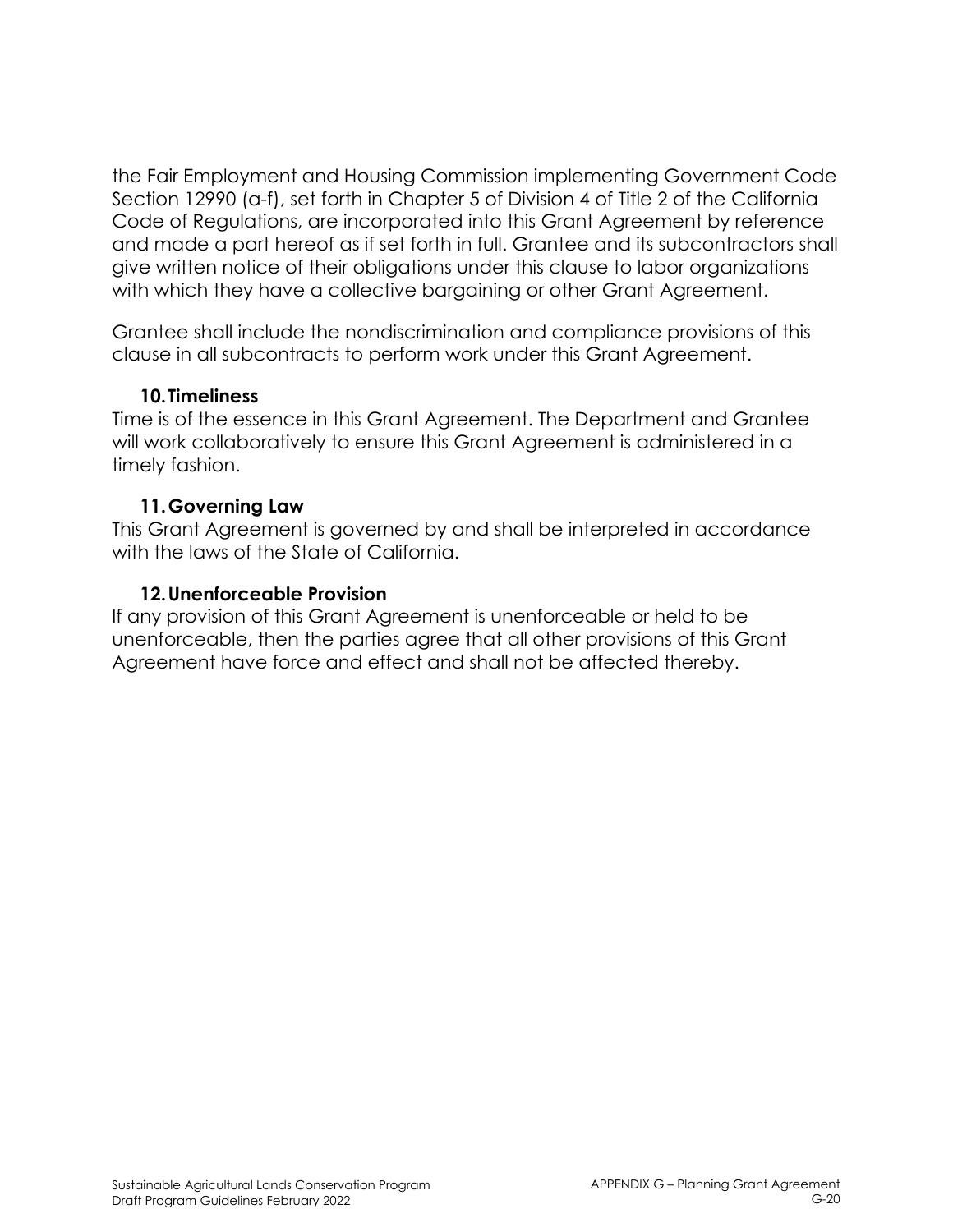the Fair Employment and Housing Commission implementing Government Code Section 12990 (a-f), set forth in Chapter 5 of Division 4 of Title 2 of the California Code of Regulations, are incorporated into this Grant Agreement by reference and made a part hereof as if set forth in full. Grantee and its subcontractors shall give written notice of their obligations under this clause to labor organizations with which they have a collective bargaining or other Grant Agreement.

Grantee shall include the nondiscrimination and compliance provisions of this clause in all subcontracts to perform work under this Grant Agreement.

**10. Timeliness**

Time is of the essence in this Grant Agreement. The Department and Grantee will work collaboratively to ensure this Grant Agreement is administered in a timely fashion.

**11. Governing Law**

This Grant Agreement is governed by and shall be interpreted in accordance with the laws of the State of California.

**12. Unenforceable Provision**

If any provision of this Grant Agreement is unenforceable or held to be unenforceable, then the parties agree that all other provisions of this Grant Agreement have force and effect and shall not be affected thereby.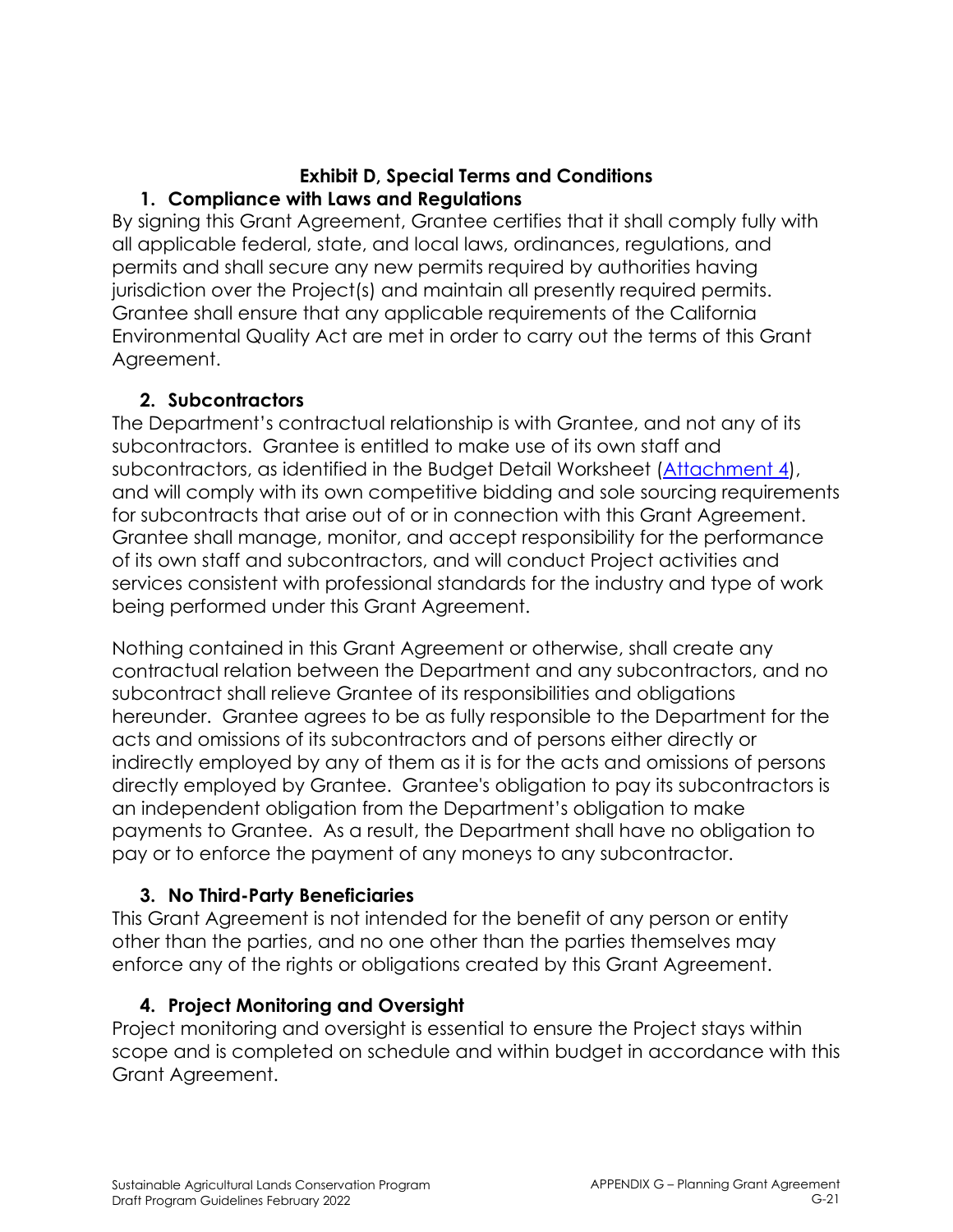## Exhibit D, Special Terms and Conditions

### 1. Compliance with Laws and Regulations

By signing this Grant Agreement, Grantee certifies that it shall comply fully with all applicable federal, state, and local laws, ordinances, regulations, and permits and shall secure any new permits required by authorities having jurisdiction over the Project(s) and maintain all presently required permits. Grantee shall ensure that any applicable requirements of the California Environmental Quality Act are met in order to carry out the terms of this Grant Agreement.

### 2. Subcontractors

The Department's contractual relationship is with Grantee, and not any of its subcontractors. Grantee is entitled to make use of its own staff and subcontractors, as identified in the Budget Detail Worksheet (Attachment 4), and will comply with its own competitive bidding and sole sourcing requirements for subcontracts that arise out of or in connection with this Grant Agreement. Grantee shall manage, monitor, and accept responsibility for the performance of its own staff and subcontractors, and will conduct Project activities and services consistent with professional standards for the industry and type of work being performed under this Grant Agreement.

Nothing contained in this Grant Agreement or otherwise, shall create any contractual relation between the Department and any subcontractors, and no subcontract shall relieve Grantee of its responsibilities and obligations hereunder. Grantee agrees to be as fully responsible to the Department for the acts and omissions of its subcontractors and of persons either directly or indirectly employed by any of them as it is for the acts and omissions of persons directly employed by Grantee. Grantee's obligation to pay its subcontractors is an independent obligation from the Department's obligation to make payments to Grantee. As a result, the Department shall have no obligation to pay or to enforce the payment of any moneys to any subcontractor.

### 3. No Third-Party Beneficiaries

This Grant Agreement is not intended for the benefit of any person or entity other than the parties, and no one other than the parties themselves may enforce any of the rights or obligations created by this Grant Agreement.

### 4. Project Monitoring and Oversight

Project monitoring and oversight is essential to ensure the Project stays within scope and is completed on schedule and within budget in accordance with this Grant Agreement.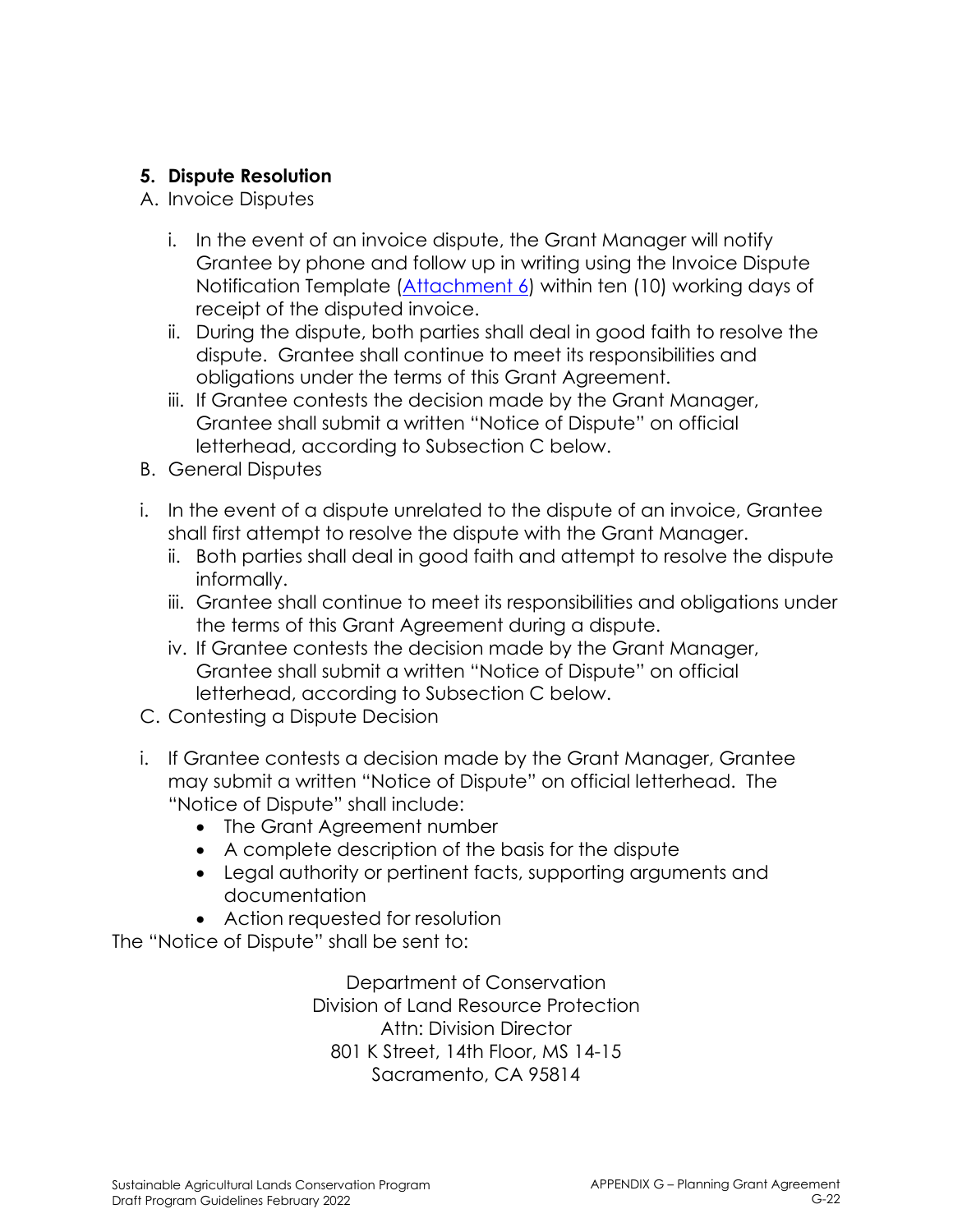## 5. Dispute Resolution

A. Invoice Disputes

i. In the event of an invoice dispute, the Grant Manager will notify Grantee by phone and follow up in writing using the Invoice Dispute Notification Template ([Attachment 6]) within ten (10) working days of receipt of the disputed invoice.

ii. During the dispute, both parties shall deal in good faith to resolve the dispute. Grantee shall continue to meet its responsibilities and obligations under the terms of this Grant Agreement.

iii. If Grantee contests the decision made by the Grant Manager, Grantee shall submit a written "Notice of Dispute" on official letterhead, according to Subsection C below.

B. General Disputes

i. In the event of a dispute unrelated to the dispute of an invoice, Grantee shall first attempt to resolve the dispute with the Grant Manager.

ii. Both parties shall deal in good faith and attempt to resolve the dispute informally.

iii. Grantee shall continue to meet its responsibilities and obligations under the terms of this Grant Agreement during a dispute.

iv. If Grantee contests the decision made by the Grant Manager, Grantee shall submit a written "Notice of Dispute" on official letterhead, according to Subsection C below.

C. Contesting a Dispute Decision

i. If Grantee contests a decision made by the Grant Manager, Grantee may submit a written "Notice of Dispute" on official letterhead. The "Notice of Dispute" shall include:

- The Grant Agreement number
- A complete description of the basis for the dispute
- Legal authority or pertinent facts, supporting arguments and documentation
- Action requested for resolution

The "Notice of Dispute" shall be sent to:

Department of Conservation
Division of Land Resource Protection
Attn: Division Director
801 K Street, 14th Floor, MS 14-15
Sacramento, CA 95814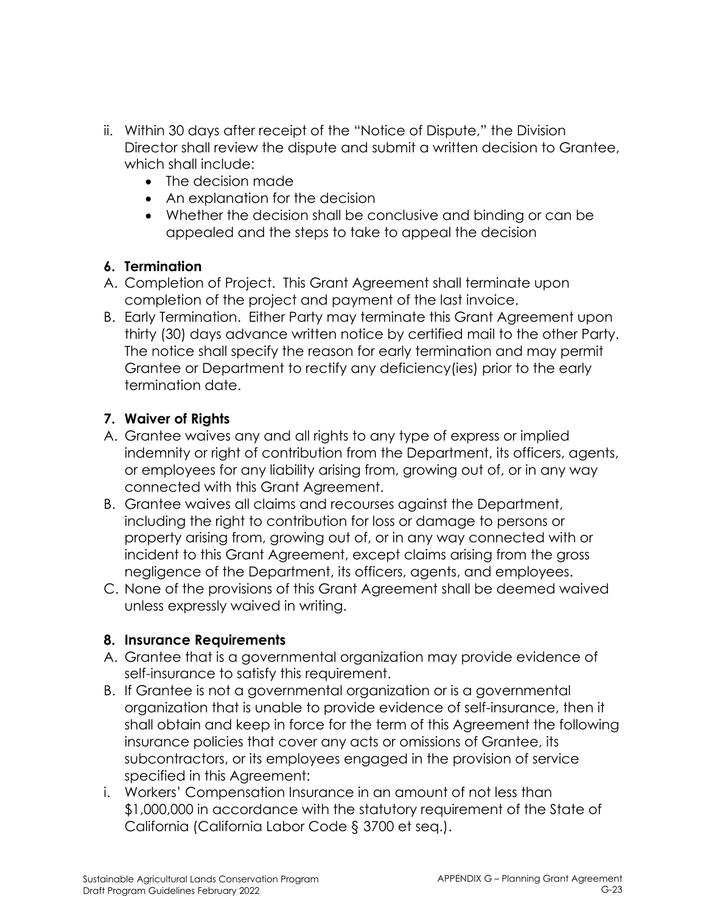ii. Within 30 days after receipt of the "Notice of Dispute," the Division Director shall review the dispute and submit a written decision to Grantee, which shall include:
    - The decision made
    - An explanation for the decision
    - Whether the decision shall be conclusive and binding or can be appealed and the steps to take to appeal the decision

**6. Termination**

A. Completion of Project. This Grant Agreement shall terminate upon completion of the project and payment of the last invoice.

B. Early Termination. Either Party may terminate this Grant Agreement upon thirty (30) days advance written notice by certified mail to the other Party. The notice shall specify the reason for early termination and may permit Grantee or Department to rectify any deficiency(ies) prior to the early termination date.

**7. Waiver of Rights**

A. Grantee waives any and all rights to any type of express or implied indemnity or right of contribution from the Department, its officers, agents, or employees for any liability arising from, growing out of, or in any way connected with this Grant Agreement.

B. Grantee waives all claims and recourses against the Department, including the right to contribution for loss or damage to persons or property arising from, growing out of, or in any way connected with or incident to this Grant Agreement, except claims arising from the gross negligence of the Department, its officers, agents, and employees.

C. None of the provisions of this Grant Agreement shall be deemed waived unless expressly waived in writing.

**8. Insurance Requirements**

A. Grantee that is a governmental organization may provide evidence of self-insurance to satisfy this requirement.

B. If Grantee is not a governmental organization or is a governmental organization that is unable to provide evidence of self-insurance, then it shall obtain and keep in force for the term of this Agreement the following insurance policies that cover any acts or omissions of Grantee, its subcontractors, or its employees engaged in the provision of service specified in this Agreement:

i. Workers' Compensation Insurance in an amount of not less than $1,000,000 in accordance with the statutory requirement of the State of California (California Labor Code § 3700 et seq.).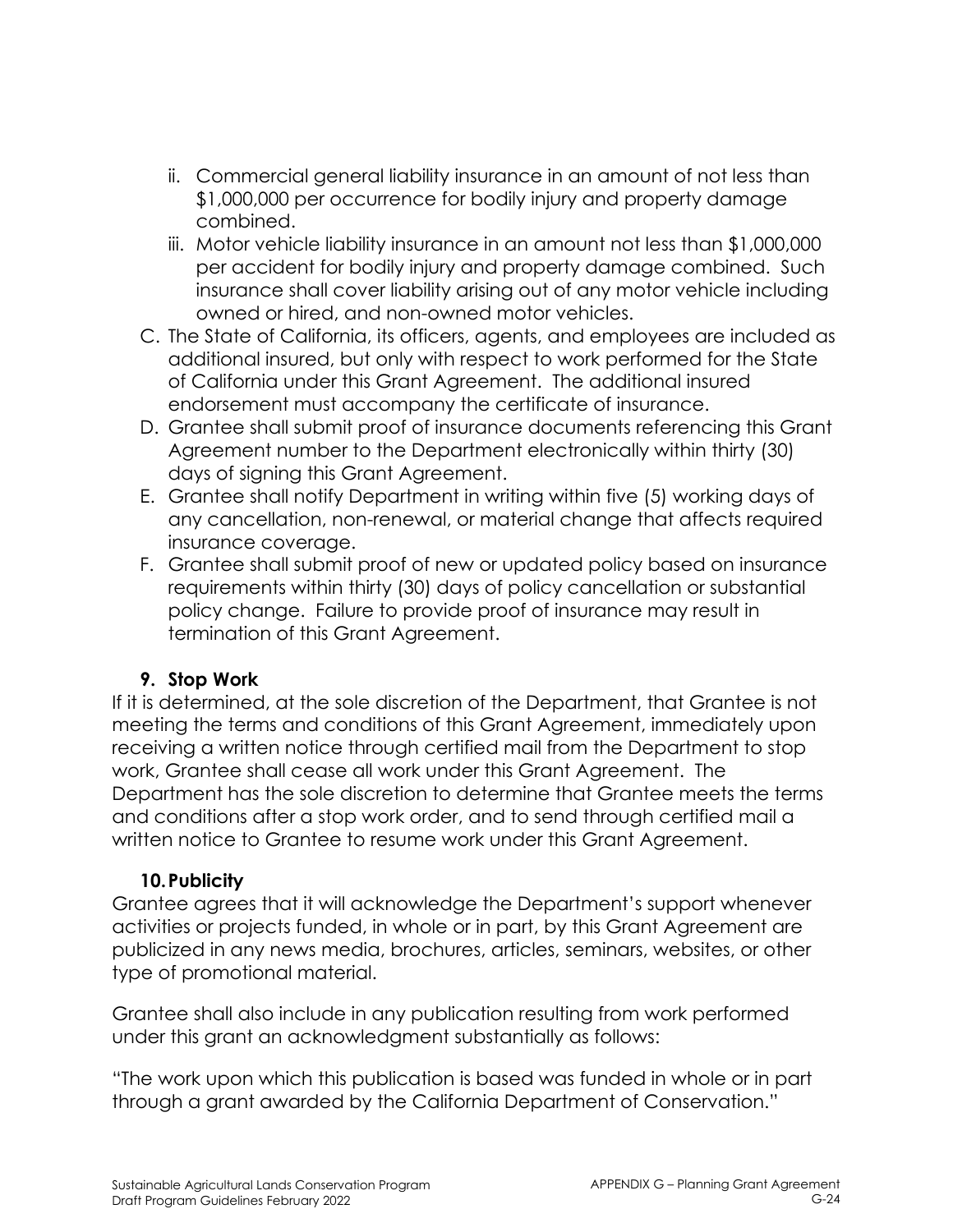ii. Commercial general liability insurance in an amount of not less than $1,000,000 per occurrence for bodily injury and property damage combined.

iii. Motor vehicle liability insurance in an amount not less than $1,000,000 per accident for bodily injury and property damage combined. Such insurance shall cover liability arising out of any motor vehicle including owned or hired, and non-owned motor vehicles.

C. The State of California, its officers, agents, and employees are included as additional insured, but only with respect to work performed for the State of California under this Grant Agreement. The additional insured endorsement must accompany the certificate of insurance.

D. Grantee shall submit proof of insurance documents referencing this Grant Agreement number to the Department electronically within thirty (30) days of signing this Grant Agreement.

E. Grantee shall notify Department in writing within five (5) working days of any cancellation, non-renewal, or material change that affects required insurance coverage.

F. Grantee shall submit proof of new or updated policy based on insurance requirements within thirty (30) days of policy cancellation or substantial policy change. Failure to provide proof of insurance may result in termination of this Grant Agreement.

**9. Stop Work**

If it is determined, at the sole discretion of the Department, that Grantee is not meeting the terms and conditions of this Grant Agreement, immediately upon receiving a written notice through certified mail from the Department to stop work, Grantee shall cease all work under this Grant Agreement. The Department has the sole discretion to determine that Grantee meets the terms and conditions after a stop work order, and to send through certified mail a written notice to Grantee to resume work under this Grant Agreement.

**10. Publicity**

Grantee agrees that it will acknowledge the Department's support whenever activities or projects funded, in whole or in part, by this Grant Agreement are publicized in any news media, brochures, articles, seminars, websites, or other type of promotional material.

Grantee shall also include in any publication resulting from work performed under this grant an acknowledgment substantially as follows:

"The work upon which this publication is based was funded in whole or in part through a grant awarded by the California Department of Conservation."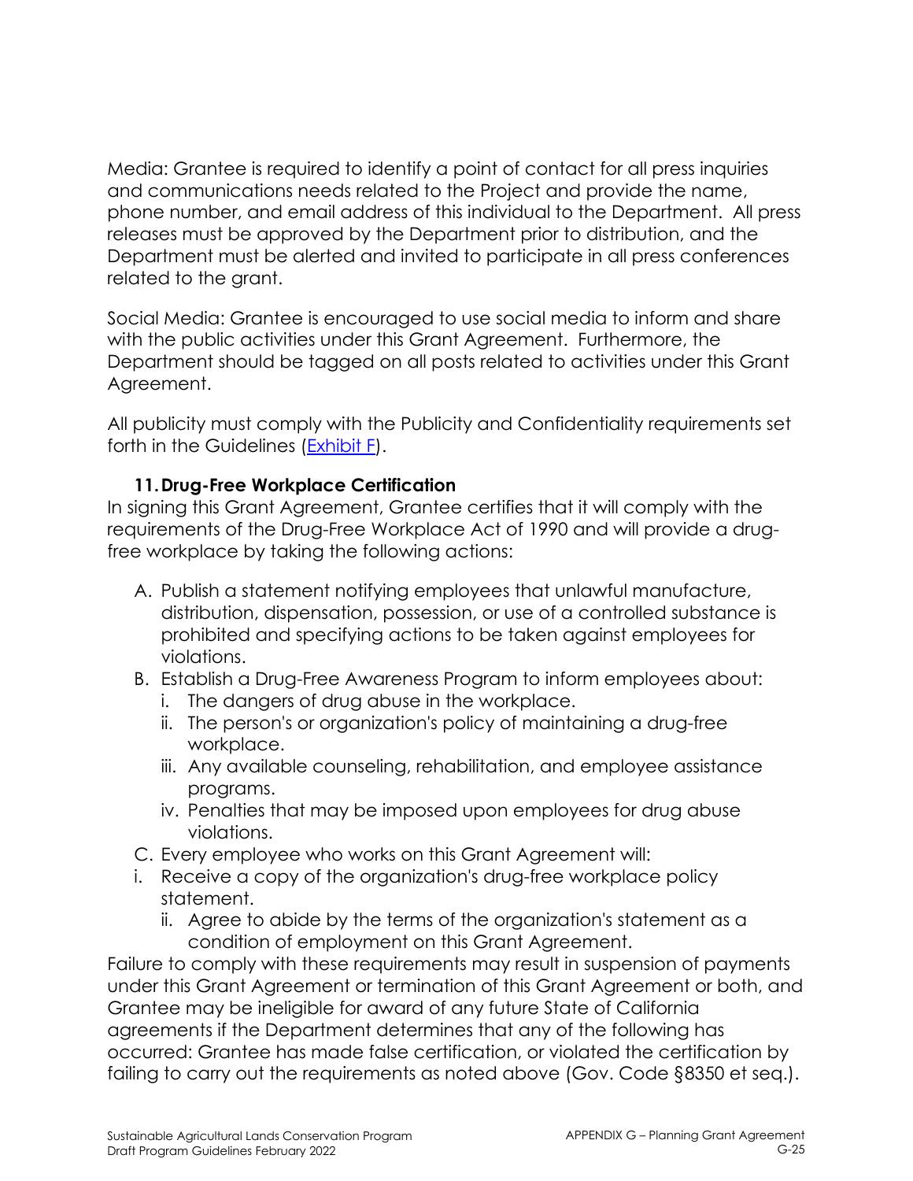Media: Grantee is required to identify a point of contact for all press inquiries and communications needs related to the Project and provide the name, phone number, and email address of this individual to the Department. All press releases must be approved by the Department prior to distribution, and the Department must be alerted and invited to participate in all press conferences related to the grant.

Social Media: Grantee is encouraged to use social media to inform and share with the public activities under this Grant Agreement. Furthermore, the Department should be tagged on all posts related to activities under this Grant Agreement.

All publicity must comply with the Publicity and Confidentiality requirements set forth in the Guidelines (Exhibit F).

### 11. Drug-Free Workplace Certification

In signing this Grant Agreement, Grantee certifies that it will comply with the requirements of the Drug-Free Workplace Act of 1990 and will provide a drug-free workplace by taking the following actions:

A. Publish a statement notifying employees that unlawful manufacture, distribution, dispensation, possession, or use of a controlled substance is prohibited and specifying actions to be taken against employees for violations.
B. Establish a Drug-Free Awareness Program to inform employees about:
   i. The dangers of drug abuse in the workplace.
   ii. The person's or organization's policy of maintaining a drug-free workplace.
   iii. Any available counseling, rehabilitation, and employee assistance programs.
   iv. Penalties that may be imposed upon employees for drug abuse violations.
C. Every employee who works on this Grant Agreement will:
   i. Receive a copy of the organization's drug-free workplace policy statement.
   ii. Agree to abide by the terms of the organization's statement as a condition of employment on this Grant Agreement.

Failure to comply with these requirements may result in suspension of payments under this Grant Agreement or termination of this Grant Agreement or both, and Grantee may be ineligible for award of any future State of California agreements if the Department determines that any of the following has occurred: Grantee has made false certification, or violated the certification by failing to carry out the requirements as noted above (Gov. Code §8350 et seq.).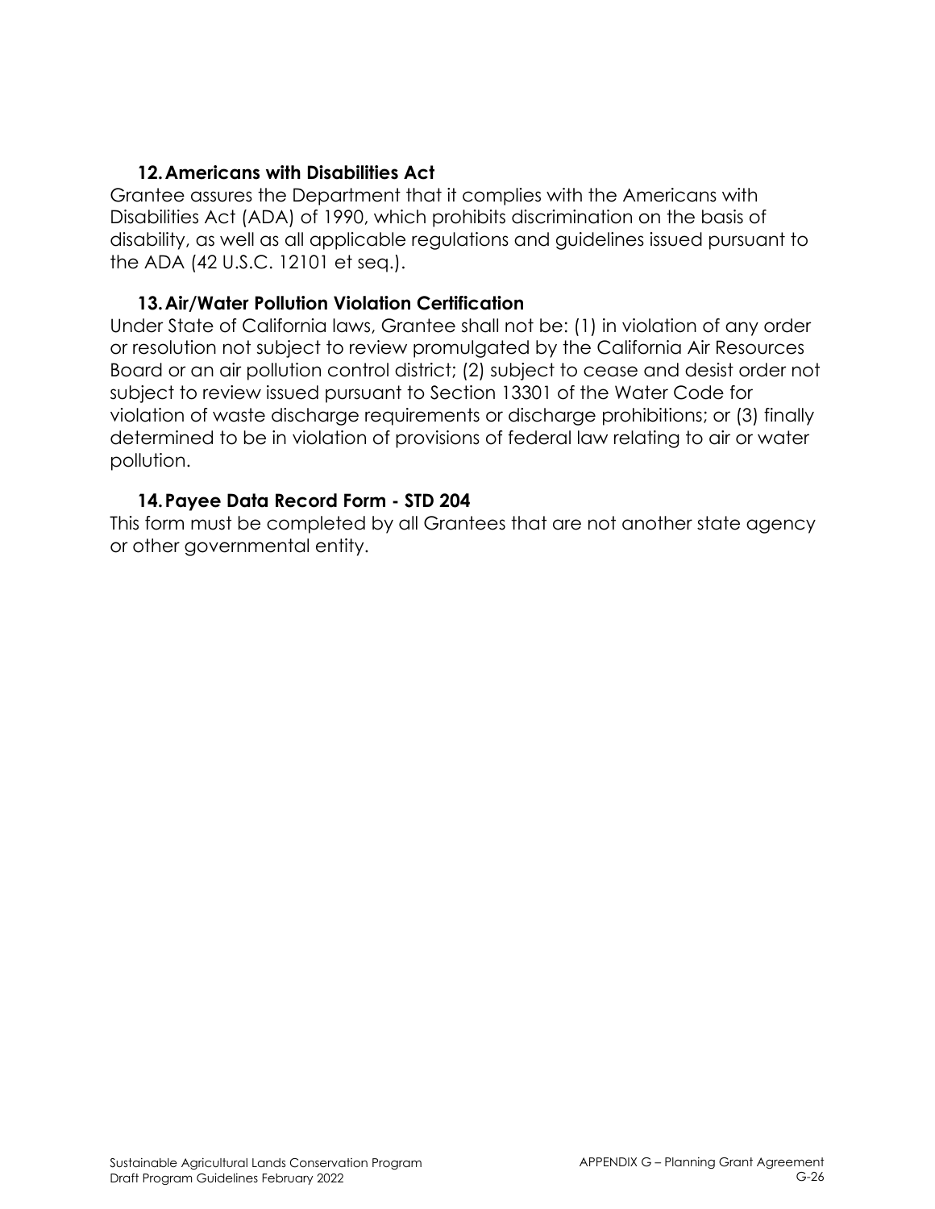### 12. Americans with Disabilities Act

Grantee assures the Department that it complies with the Americans with Disabilities Act (ADA) of 1990, which prohibits discrimination on the basis of disability, as well as all applicable regulations and guidelines issued pursuant to the ADA (42 U.S.C. 12101 et seq.).

### 13. Air/Water Pollution Violation Certification

Under State of California laws, Grantee shall not be: (1) in violation of any order or resolution not subject to review promulgated by the California Air Resources Board or an air pollution control district; (2) subject to cease and desist order not subject to review issued pursuant to Section 13301 of the Water Code for violation of waste discharge requirements or discharge prohibitions; or (3) finally determined to be in violation of provisions of federal law relating to air or water pollution.

### 14. Payee Data Record Form - STD 204

This form must be completed by all Grantees that are not another state agency or other governmental entity.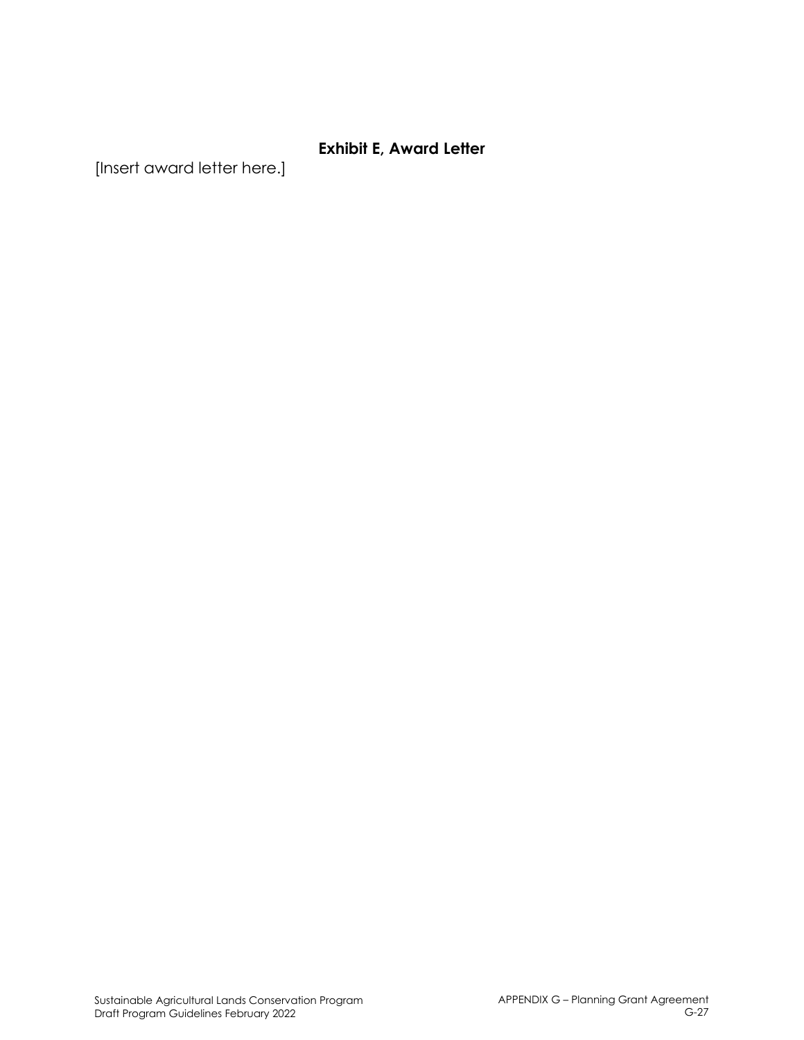## Exhibit E, Award Letter

[Insert award letter here.]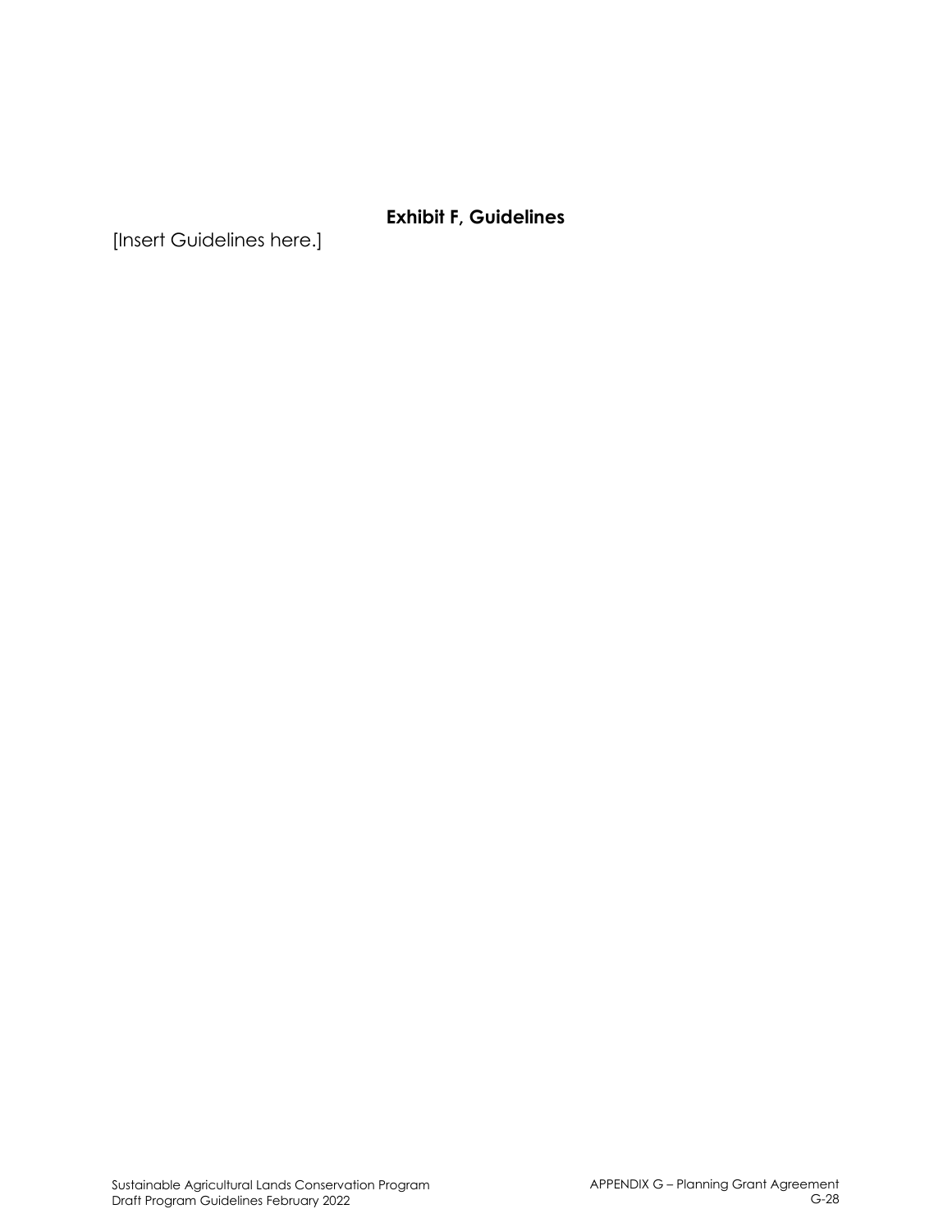## Exhibit F, Guidelines

[Insert Guidelines here.]